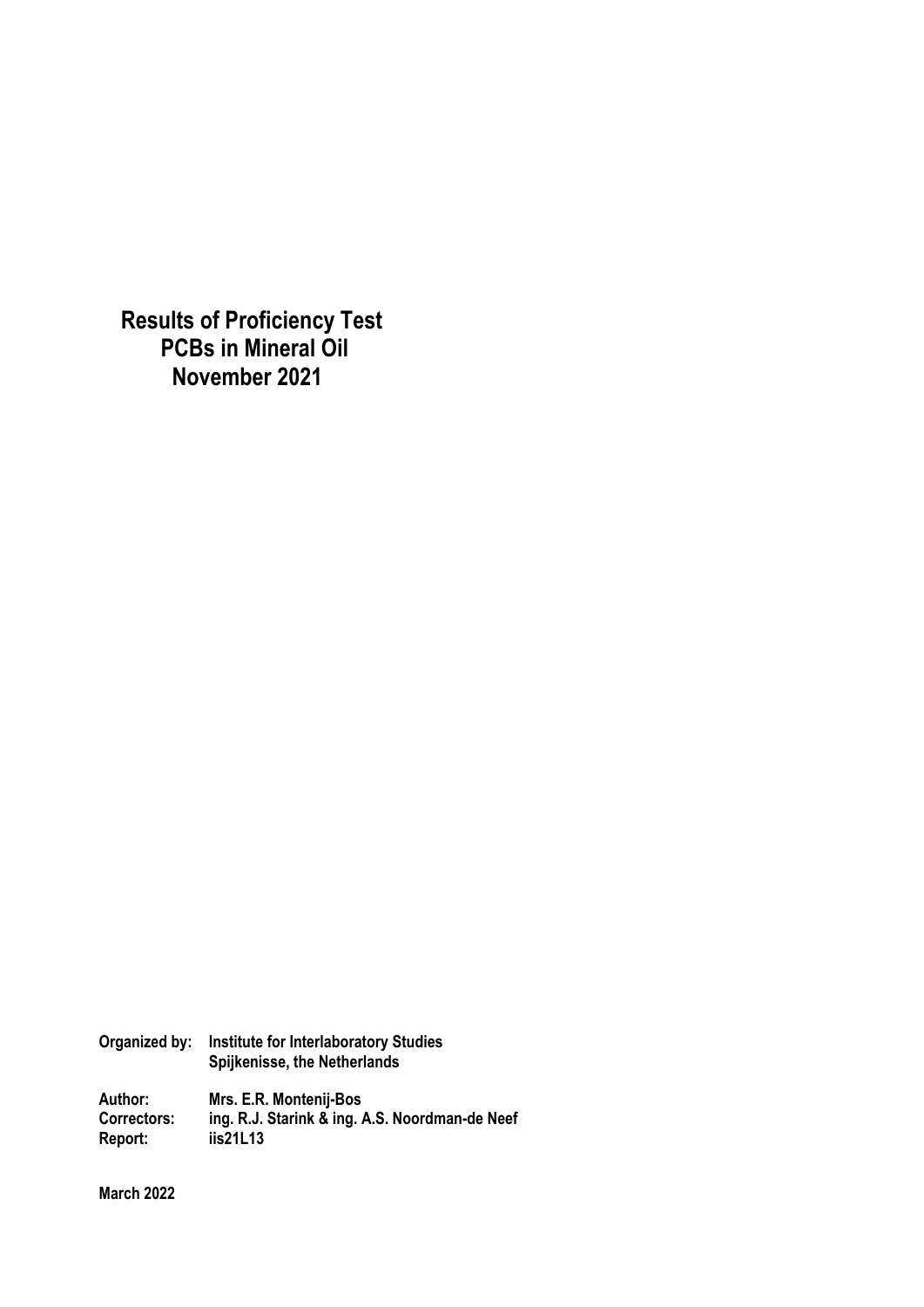# Results of Proficiency Test
# PCBs in Mineral Oil
# November 2021

**Organized by:** Institute for Interlaboratory Studies
Spijkenisse, the Netherlands

**Author:** Mrs. E.R. Montenij-Bos
**Correctors:** ing. R.J. Starink & ing. A.S. Noordman-de Neef
**Report:** iis21L13

**March 2022**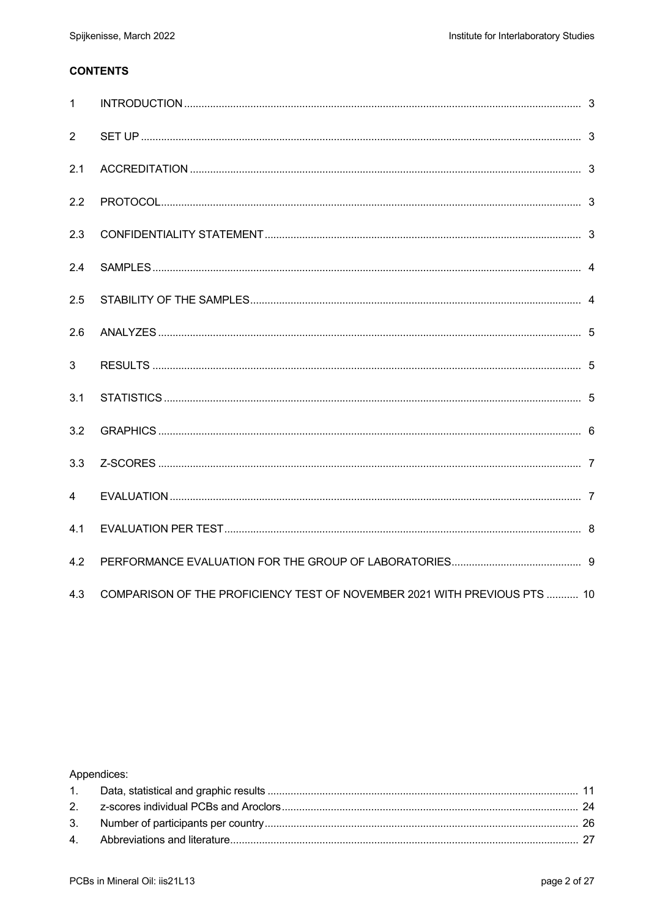**CONTENTS**

| | | |
|---|---|---|
| 1 | INTRODUCTION | 3 |
| 2 | SET UP | 3 |
| 2.1 | ACCREDITATION | 3 |
| 2.2 | PROTOCOL | 3 |
| 2.3 | CONFIDENTIALITY STATEMENT | 3 |
| 2.4 | SAMPLES | 4 |
| 2.5 | STABILITY OF THE SAMPLES | 4 |
| 2.6 | ANALYZES | 5 |
| 3 | RESULTS | 5 |
| 3.1 | STATISTICS | 5 |
| 3.2 | GRAPHICS | 6 |
| 3.3 | Z-SCORES | 7 |
| 4 | EVALUATION | 7 |
| 4.1 | EVALUATION PER TEST | 8 |
| 4.2 | PERFORMANCE EVALUATION FOR THE GROUP OF LABORATORIES | 9 |
| 4.3 | COMPARISON OF THE PROFICIENCY TEST OF NOVEMBER 2021 WITH PREVIOUS PTS | 10 |

Appendices:

| | | |
|---|---|---|
| 1. | Data, statistical and graphic results | 11 |
| 2. | z-scores individual PCBs and Aroclors | 24 |
| 3. | Number of participants per country | 26 |
| 4. | Abbreviations and literature | 27 |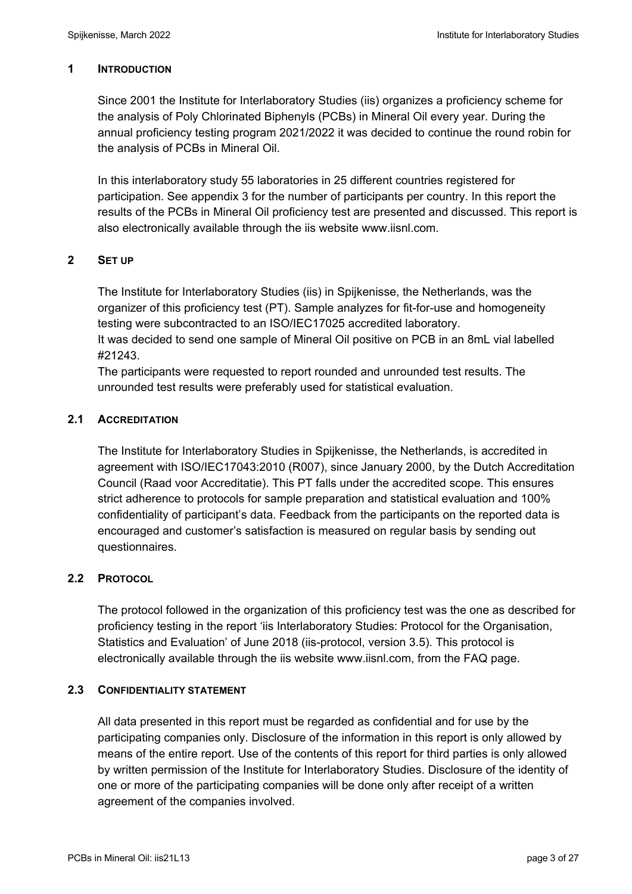## 1 INTRODUCTION

Since 2001 the Institute for Interlaboratory Studies (iis) organizes a proficiency scheme for the analysis of Poly Chlorinated Biphenyls (PCBs) in Mineral Oil every year. During the annual proficiency testing program 2021/2022 it was decided to continue the round robin for the analysis of PCBs in Mineral Oil.

In this interlaboratory study 55 laboratories in 25 different countries registered for participation. See appendix 3 for the number of participants per country. In this report the results of the PCBs in Mineral Oil proficiency test are presented and discussed. This report is also electronically available through the iis website www.iisnl.com.

## 2 SET UP

The Institute for Interlaboratory Studies (iis) in Spijkenisse, the Netherlands, was the organizer of this proficiency test (PT). Sample analyzes for fit-for-use and homogeneity testing were subcontracted to an ISO/IEC17025 accredited laboratory.
It was decided to send one sample of Mineral Oil positive on PCB in an 8mL vial labelled #21243.
The participants were requested to report rounded and unrounded test results. The unrounded test results were preferably used for statistical evaluation.

### 2.1 ACCREDITATION

The Institute for Interlaboratory Studies in Spijkenisse, the Netherlands, is accredited in agreement with ISO/IEC17043:2010 (R007), since January 2000, by the Dutch Accreditation Council (Raad voor Accreditatie). This PT falls under the accredited scope. This ensures strict adherence to protocols for sample preparation and statistical evaluation and 100% confidentiality of participant's data. Feedback from the participants on the reported data is encouraged and customer's satisfaction is measured on regular basis by sending out questionnaires.

### 2.2 PROTOCOL

The protocol followed in the organization of this proficiency test was the one as described for proficiency testing in the report 'iis Interlaboratory Studies: Protocol for the Organisation, Statistics and Evaluation' of June 2018 (iis-protocol, version 3.5). This protocol is electronically available through the iis website www.iisnl.com, from the FAQ page.

### 2.3 CONFIDENTIALITY STATEMENT

All data presented in this report must be regarded as confidential and for use by the participating companies only. Disclosure of the information in this report is only allowed by means of the entire report. Use of the contents of this report for third parties is only allowed by written permission of the Institute for Interlaboratory Studies. Disclosure of the identity of one or more of the participating companies will be done only after receipt of a written agreement of the companies involved.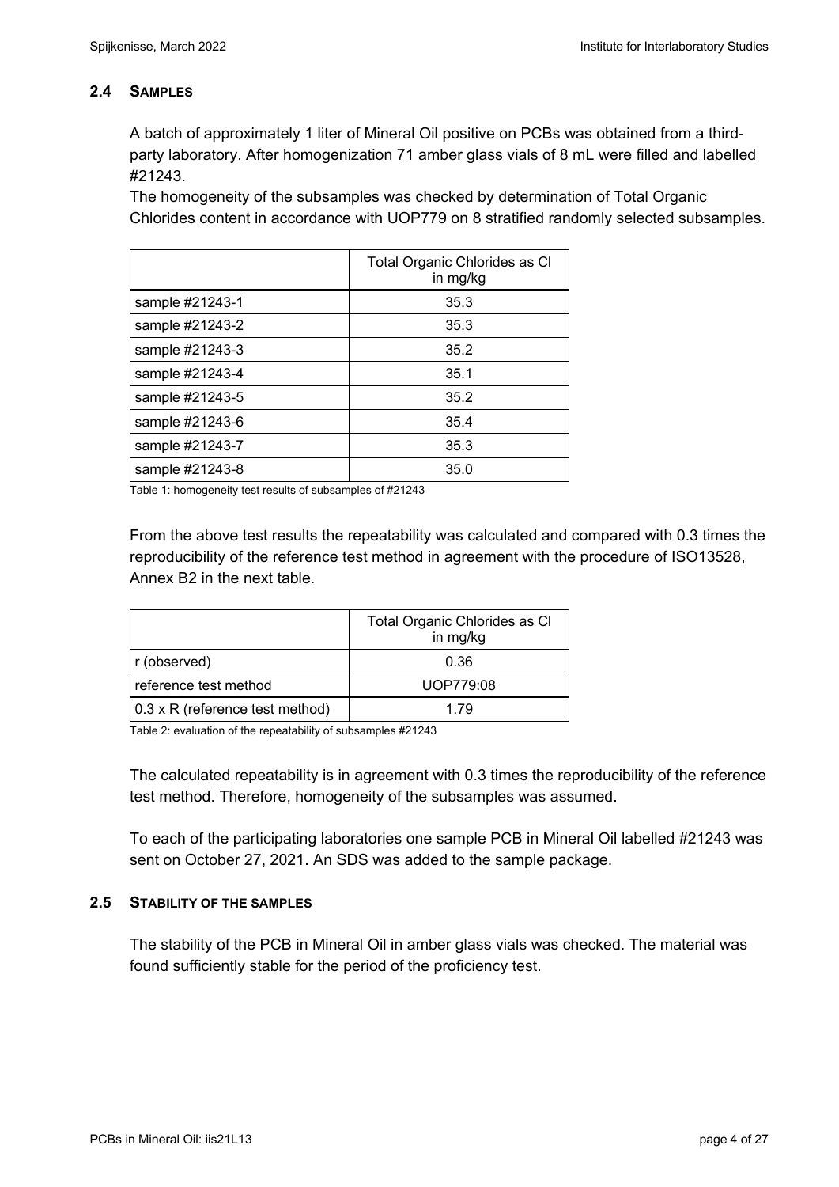### 2.4 SAMPLES

A batch of approximately 1 liter of Mineral Oil positive on PCBs was obtained from a third-party laboratory. After homogenization 71 amber glass vials of 8 mL were filled and labelled #21243.

The homogeneity of the subsamples was checked by determination of Total Organic Chlorides content in accordance with UOP779 on 8 stratified randomly selected subsamples.

| | Total Organic Chlorides as Cl in mg/kg |
|---|---|
| sample #21243-1 | 35.3 |
| sample #21243-2 | 35.3 |
| sample #21243-3 | 35.2 |
| sample #21243-4 | 35.1 |
| sample #21243-5 | 35.2 |
| sample #21243-6 | 35.4 |
| sample #21243-7 | 35.3 |
| sample #21243-8 | 35.0 |

Table 1: homogeneity test results of subsamples of #21243

From the above test results the repeatability was calculated and compared with 0.3 times the reproducibility of the reference test method in agreement with the procedure of ISO13528, Annex B2 in the next table.

| | Total Organic Chlorides as Cl in mg/kg |
|---|---|
| r (observed) | 0.36 |
| reference test method | UOP779:08 |
| 0.3 x R (reference test method) | 1.79 |

Table 2: evaluation of the repeatability of subsamples #21243

The calculated repeatability is in agreement with 0.3 times the reproducibility of the reference test method. Therefore, homogeneity of the subsamples was assumed.

To each of the participating laboratories one sample PCB in Mineral Oil labelled #21243 was sent on October 27, 2021. An SDS was added to the sample package.

### 2.5 STABILITY OF THE SAMPLES

The stability of the PCB in Mineral Oil in amber glass vials was checked. The material was found sufficiently stable for the period of the proficiency test.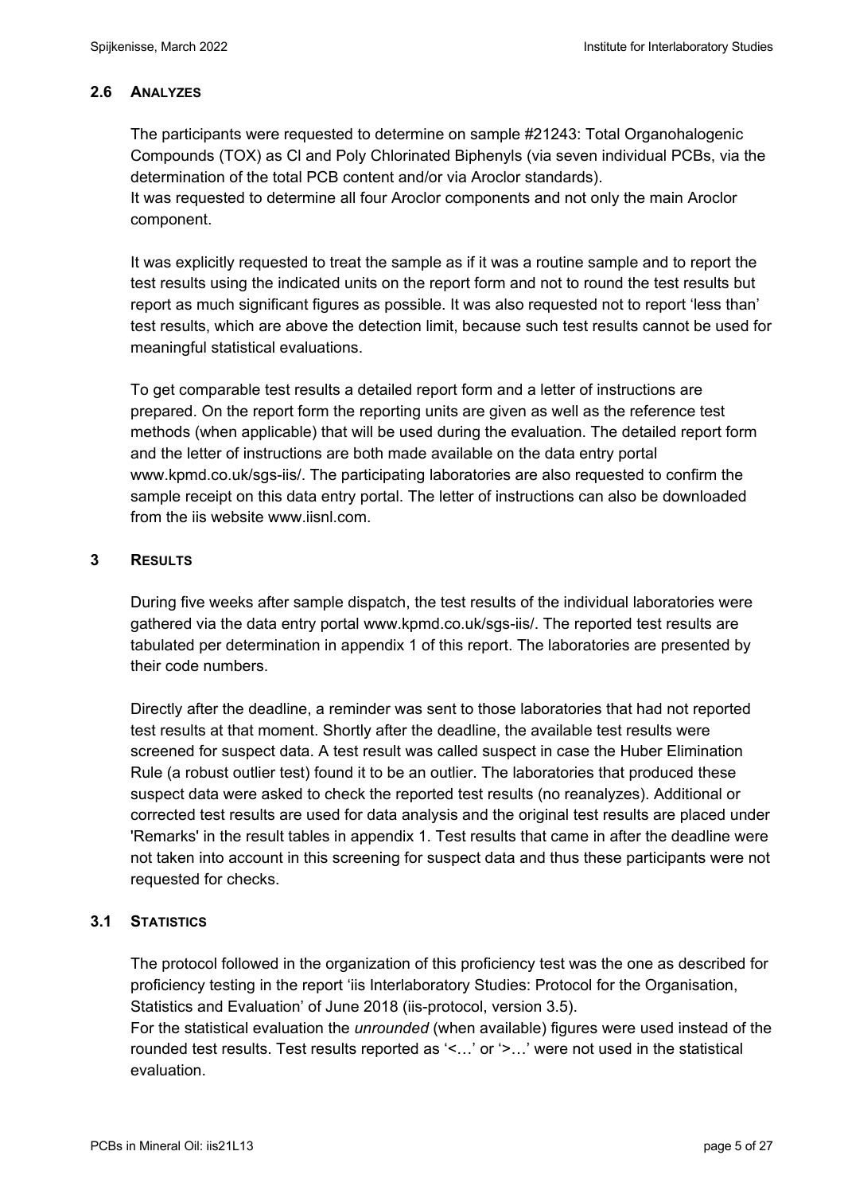### 2.6 ANALYZES

The participants were requested to determine on sample #21243: Total Organohalogenic Compounds (TOX) as Cl and Poly Chlorinated Biphenyls (via seven individual PCBs, via the determination of the total PCB content and/or via Aroclor standards).
It was requested to determine all four Aroclor components and not only the main Aroclor component.

It was explicitly requested to treat the sample as if it was a routine sample and to report the test results using the indicated units on the report form and not to round the test results but report as much significant figures as possible. It was also requested not to report 'less than' test results, which are above the detection limit, because such test results cannot be used for meaningful statistical evaluations.

To get comparable test results a detailed report form and a letter of instructions are prepared. On the report form the reporting units are given as well as the reference test methods (when applicable) that will be used during the evaluation. The detailed report form and the letter of instructions are both made available on the data entry portal www.kpmd.co.uk/sgs-iis/. The participating laboratories are also requested to confirm the sample receipt on this data entry portal. The letter of instructions can also be downloaded from the iis website www.iisnl.com.

## 3 RESULTS

During five weeks after sample dispatch, the test results of the individual laboratories were gathered via the data entry portal www.kpmd.co.uk/sgs-iis/. The reported test results are tabulated per determination in appendix 1 of this report. The laboratories are presented by their code numbers.

Directly after the deadline, a reminder was sent to those laboratories that had not reported test results at that moment. Shortly after the deadline, the available test results were screened for suspect data. A test result was called suspect in case the Huber Elimination Rule (a robust outlier test) found it to be an outlier. The laboratories that produced these suspect data were asked to check the reported test results (no reanalyzes). Additional or corrected test results are used for data analysis and the original test results are placed under 'Remarks' in the result tables in appendix 1. Test results that came in after the deadline were not taken into account in this screening for suspect data and thus these participants were not requested for checks.

### 3.1 STATISTICS

The protocol followed in the organization of this proficiency test was the one as described for proficiency testing in the report 'iis Interlaboratory Studies: Protocol for the Organisation, Statistics and Evaluation' of June 2018 (iis-protocol, version 3.5).
For the statistical evaluation the *unrounded* (when available) figures were used instead of the rounded test results. Test results reported as '<…' or '>…' were not used in the statistical evaluation.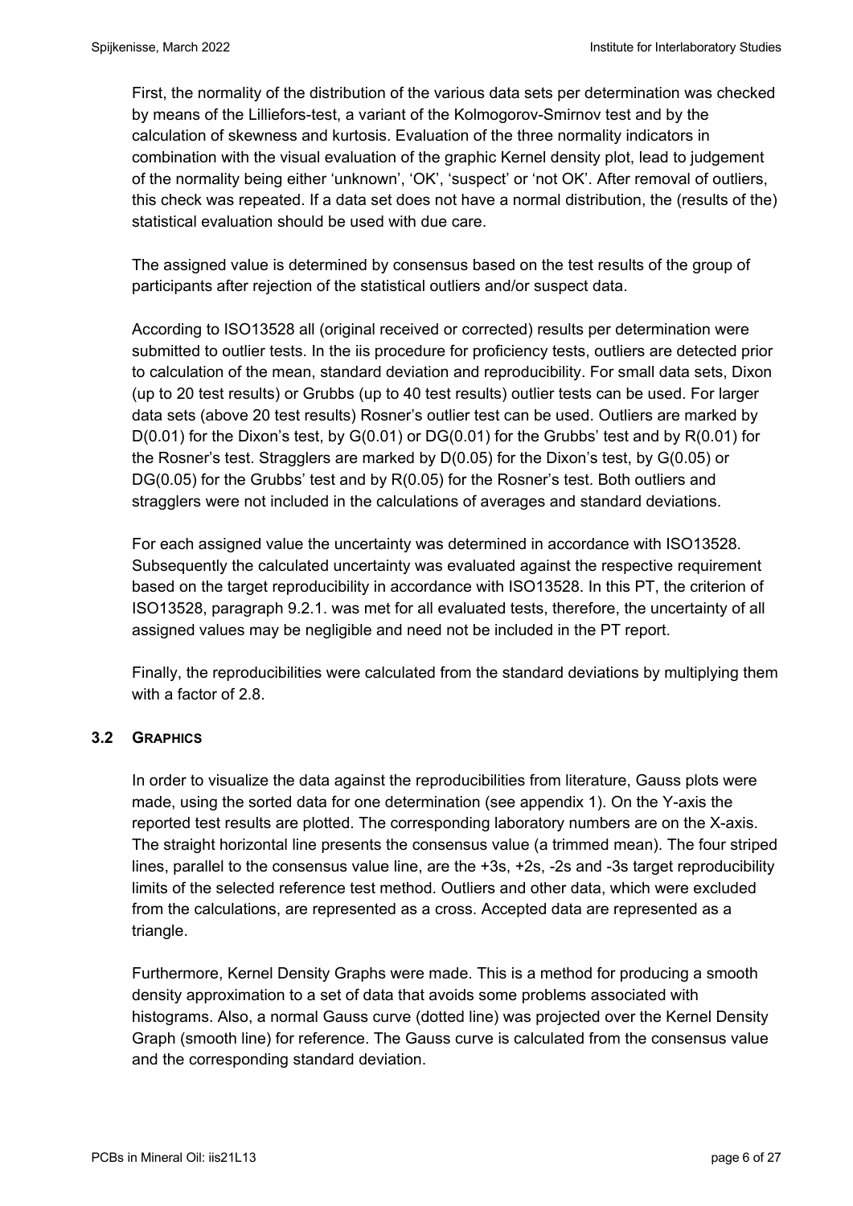First, the normality of the distribution of the various data sets per determination was checked by means of the Lilliefors-test, a variant of the Kolmogorov-Smirnov test and by the calculation of skewness and kurtosis. Evaluation of the three normality indicators in combination with the visual evaluation of the graphic Kernel density plot, lead to judgement of the normality being either 'unknown', 'OK', 'suspect' or 'not OK'. After removal of outliers, this check was repeated. If a data set does not have a normal distribution, the (results of the) statistical evaluation should be used with due care.

The assigned value is determined by consensus based on the test results of the group of participants after rejection of the statistical outliers and/or suspect data.

According to ISO13528 all (original received or corrected) results per determination were submitted to outlier tests. In the iis procedure for proficiency tests, outliers are detected prior to calculation of the mean, standard deviation and reproducibility. For small data sets, Dixon (up to 20 test results) or Grubbs (up to 40 test results) outlier tests can be used. For larger data sets (above 20 test results) Rosner's outlier test can be used. Outliers are marked by D(0.01) for the Dixon's test, by G(0.01) or DG(0.01) for the Grubbs' test and by R(0.01) for the Rosner's test. Stragglers are marked by D(0.05) for the Dixon's test, by G(0.05) or DG(0.05) for the Grubbs' test and by R(0.05) for the Rosner's test. Both outliers and stragglers were not included in the calculations of averages and standard deviations.

For each assigned value the uncertainty was determined in accordance with ISO13528. Subsequently the calculated uncertainty was evaluated against the respective requirement based on the target reproducibility in accordance with ISO13528. In this PT, the criterion of ISO13528, paragraph 9.2.1. was met for all evaluated tests, therefore, the uncertainty of all assigned values may be negligible and need not be included in the PT report.

Finally, the reproducibilities were calculated from the standard deviations by multiplying them with a factor of 2.8.

### 3.2 GRAPHICS

In order to visualize the data against the reproducibilities from literature, Gauss plots were made, using the sorted data for one determination (see appendix 1). On the Y-axis the reported test results are plotted. The corresponding laboratory numbers are on the X-axis. The straight horizontal line presents the consensus value (a trimmed mean). The four striped lines, parallel to the consensus value line, are the +3s, +2s, -2s and -3s target reproducibility limits of the selected reference test method. Outliers and other data, which were excluded from the calculations, are represented as a cross. Accepted data are represented as a triangle.

Furthermore, Kernel Density Graphs were made. This is a method for producing a smooth density approximation to a set of data that avoids some problems associated with histograms. Also, a normal Gauss curve (dotted line) was projected over the Kernel Density Graph (smooth line) for reference. The Gauss curve is calculated from the consensus value and the corresponding standard deviation.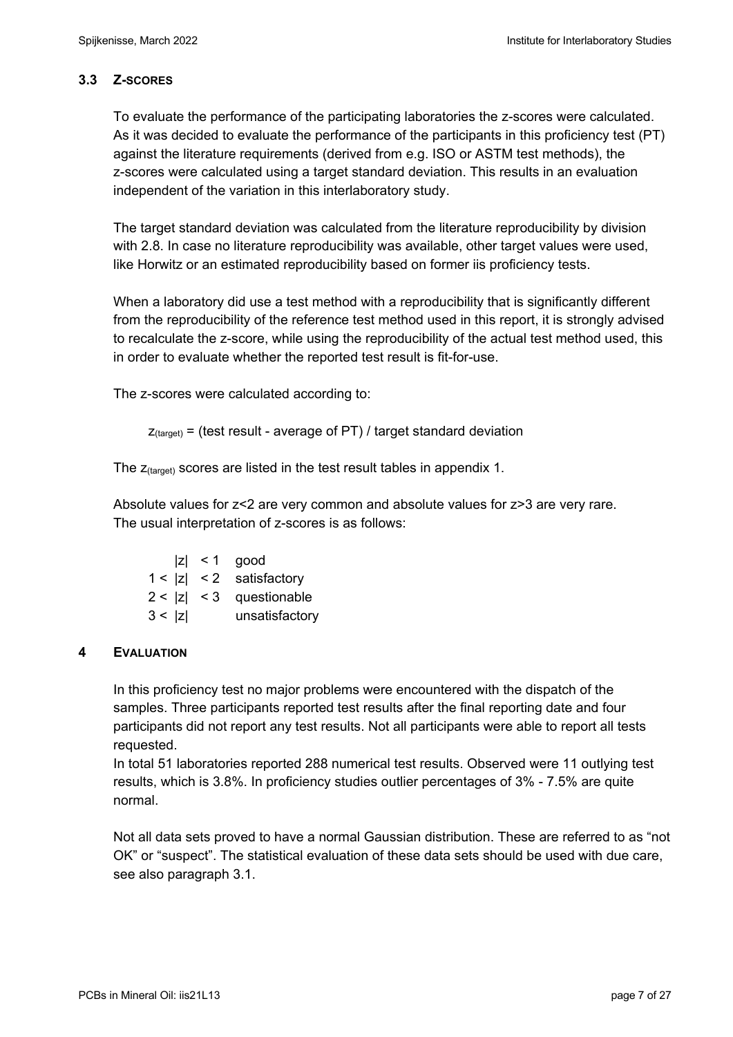### 3.3 Z-SCORES

To evaluate the performance of the participating laboratories the z-scores were calculated. As it was decided to evaluate the performance of the participants in this proficiency test (PT) against the literature requirements (derived from e.g. ISO or ASTM test methods), the z-scores were calculated using a target standard deviation. This results in an evaluation independent of the variation in this interlaboratory study.

The target standard deviation was calculated from the literature reproducibility by division with 2.8. In case no literature reproducibility was available, other target values were used, like Horwitz or an estimated reproducibility based on former iis proficiency tests.

When a laboratory did use a test method with a reproducibility that is significantly different from the reproducibility of the reference test method used in this report, it is strongly advised to recalculate the z-score, while using the reproducibility of the actual test method used, this in order to evaluate whether the reported test result is fit-for-use.

The z-scores were calculated according to:

$z_{(target)}$ = (test result - average of PT) / target standard deviation

The $z_{(target)}$ scores are listed in the test result tables in appendix 1.

Absolute values for z<2 are very common and absolute values for z>3 are very rare.
The usual interpretation of z-scores is as follows:

| | |
|---|---|
| $\|z\| < 1$ | good |
| $1 < \|z\| < 2$ | satisfactory |
| $2 < \|z\| < 3$ | questionable |
| $3 < \|z\|$ | unsatisfactory |

## 4 EVALUATION

In this proficiency test no major problems were encountered with the dispatch of the samples. Three participants reported test results after the final reporting date and four participants did not report any test results. Not all participants were able to report all tests requested.
In total 51 laboratories reported 288 numerical test results. Observed were 11 outlying test results, which is 3.8%. In proficiency studies outlier percentages of 3% - 7.5% are quite normal.

Not all data sets proved to have a normal Gaussian distribution. These are referred to as "not OK" or "suspect". The statistical evaluation of these data sets should be used with due care, see also paragraph 3.1.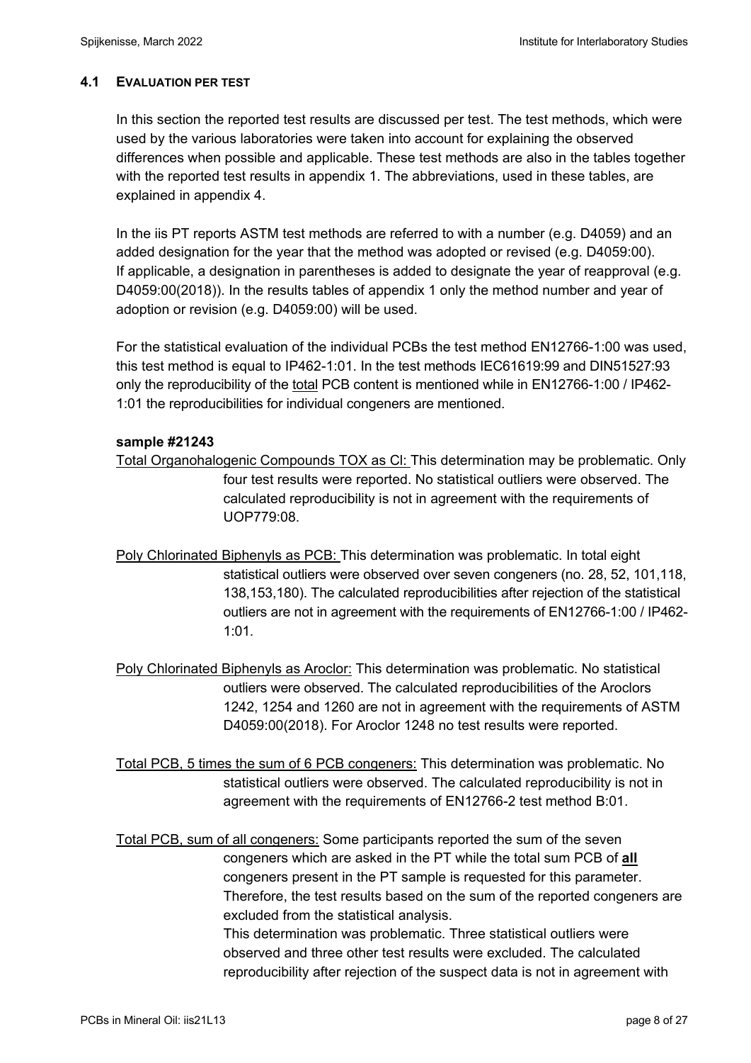### 4.1 EVALUATION PER TEST

In this section the reported test results are discussed per test. The test methods, which were used by the various laboratories were taken into account for explaining the observed differences when possible and applicable. These test methods are also in the tables together with the reported test results in appendix 1. The abbreviations, used in these tables, are explained in appendix 4.

In the iis PT reports ASTM test methods are referred to with a number (e.g. D4059) and an added designation for the year that the method was adopted or revised (e.g. D4059:00). If applicable, a designation in parentheses is added to designate the year of reapproval (e.g. D4059:00(2018)). In the results tables of appendix 1 only the method number and year of adoption or revision (e.g. D4059:00) will be used.

For the statistical evaluation of the individual PCBs the test method EN12766-1:00 was used, this test method is equal to IP462-1:01. In the test methods IEC61619:99 and DIN51527:93 only the reproducibility of the total PCB content is mentioned while in EN12766-1:00 / IP462-1:01 the reproducibilities for individual congeners are mentioned.

**sample #21243**

Total Organohalogenic Compounds TOX as Cl: This determination may be problematic. Only four test results were reported. No statistical outliers were observed. The calculated reproducibility is not in agreement with the requirements of UOP779:08.

Poly Chlorinated Biphenyls as PCB: This determination was problematic. In total eight statistical outliers were observed over seven congeners (no. 28, 52, 101,118, 138,153,180). The calculated reproducibilities after rejection of the statistical outliers are not in agreement with the requirements of EN12766-1:00 / IP462-1:01.

Poly Chlorinated Biphenyls as Aroclor: This determination was problematic. No statistical outliers were observed. The calculated reproducibilities of the Aroclors 1242, 1254 and 1260 are not in agreement with the requirements of ASTM D4059:00(2018). For Aroclor 1248 no test results were reported.

Total PCB, 5 times the sum of 6 PCB congeners: This determination was problematic. No statistical outliers were observed. The calculated reproducibility is not in agreement with the requirements of EN12766-2 test method B:01.

Total PCB, sum of all congeners: Some participants reported the sum of the seven congeners which are asked in the PT while the total sum PCB of **all** congeners present in the PT sample is requested for this parameter. Therefore, the test results based on the sum of the reported congeners are excluded from the statistical analysis.
This determination was problematic. Three statistical outliers were observed and three other test results were excluded. The calculated reproducibility after rejection of the suspect data is not in agreement with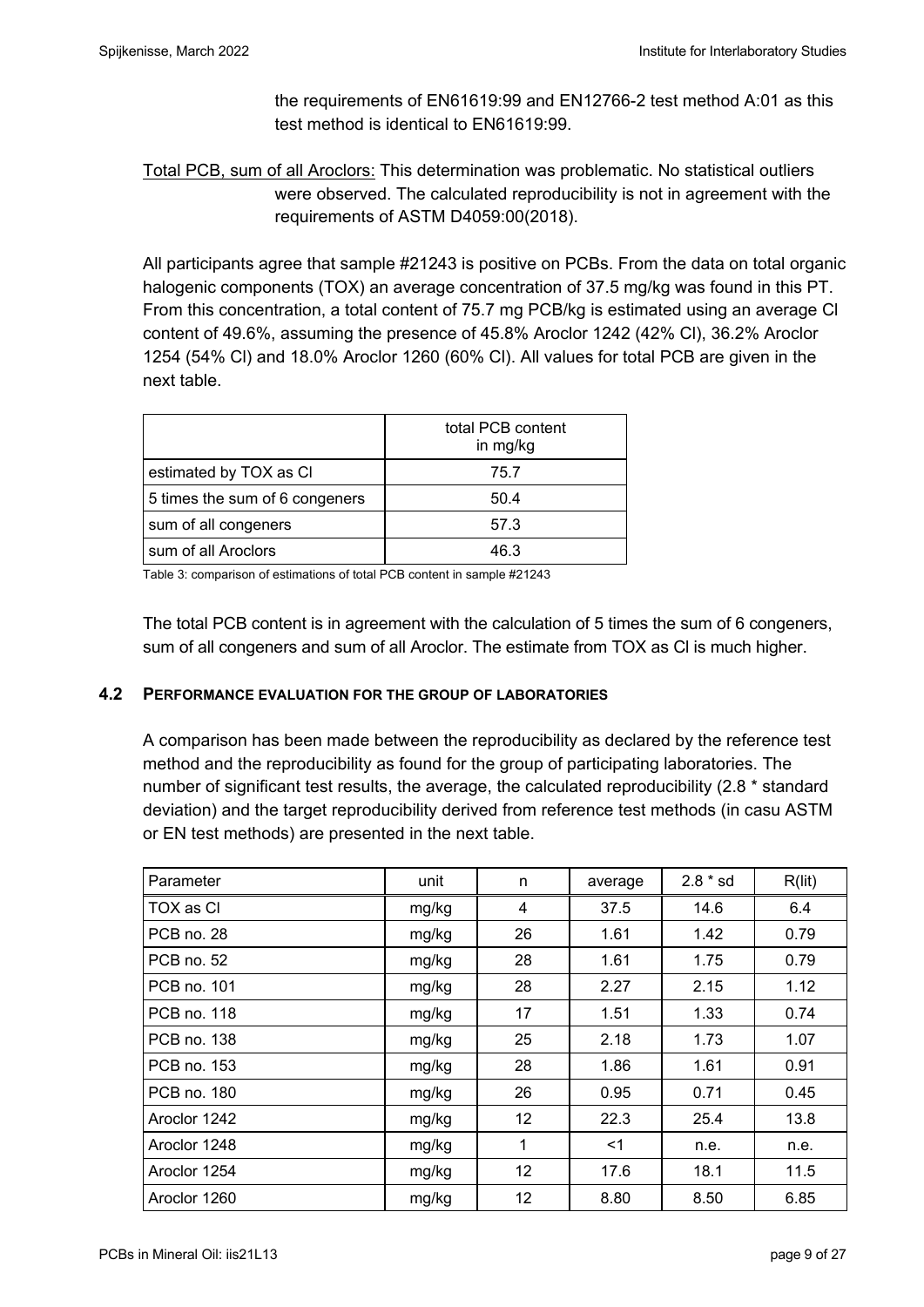the requirements of EN61619:99 and EN12766-2 test method A:01 as this test method is identical to EN61619:99.

Total PCB, sum of all Aroclors: This determination was problematic. No statistical outliers were observed. The calculated reproducibility is not in agreement with the requirements of ASTM D4059:00(2018).

All participants agree that sample #21243 is positive on PCBs. From the data on total organic halogenic components (TOX) an average concentration of 37.5 mg/kg was found in this PT. From this concentration, a total content of 75.7 mg PCB/kg is estimated using an average Cl content of 49.6%, assuming the presence of 45.8% Aroclor 1242 (42% Cl), 36.2% Aroclor 1254 (54% Cl) and 18.0% Aroclor 1260 (60% Cl). All values for total PCB are given in the next table.

| | total PCB content in mg/kg |
|---|---|
| estimated by TOX as Cl | 75.7 |
| 5 times the sum of 6 congeners | 50.4 |
| sum of all congeners | 57.3 |
| sum of all Aroclors | 46.3 |

Table 3: comparison of estimations of total PCB content in sample #21243

The total PCB content is in agreement with the calculation of 5 times the sum of 6 congeners, sum of all congeners and sum of all Aroclor. The estimate from TOX as Cl is much higher.

### 4.2 PERFORMANCE EVALUATION FOR THE GROUP OF LABORATORIES

A comparison has been made between the reproducibility as declared by the reference test method and the reproducibility as found for the group of participating laboratories. The number of significant test results, the average, the calculated reproducibility (2.8 * standard deviation) and the target reproducibility derived from reference test methods (in casu ASTM or EN test methods) are presented in the next table.

| Parameter | unit | n | average | 2.8 * sd | R(lit) |
|---|---|---|---|---|---|
| TOX as Cl | mg/kg | 4 | 37.5 | 14.6 | 6.4 |
| PCB no. 28 | mg/kg | 26 | 1.61 | 1.42 | 0.79 |
| PCB no. 52 | mg/kg | 28 | 1.61 | 1.75 | 0.79 |
| PCB no. 101 | mg/kg | 28 | 2.27 | 2.15 | 1.12 |
| PCB no. 118 | mg/kg | 17 | 1.51 | 1.33 | 0.74 |
| PCB no. 138 | mg/kg | 25 | 2.18 | 1.73 | 1.07 |
| PCB no. 153 | mg/kg | 28 | 1.86 | 1.61 | 0.91 |
| PCB no. 180 | mg/kg | 26 | 0.95 | 0.71 | 0.45 |
| Aroclor 1242 | mg/kg | 12 | 22.3 | 25.4 | 13.8 |
| Aroclor 1248 | mg/kg | 1 | <1 | n.e. | n.e. |
| Aroclor 1254 | mg/kg | 12 | 17.6 | 18.1 | 11.5 |
| Aroclor 1260 | mg/kg | 12 | 8.80 | 8.50 | 6.85 |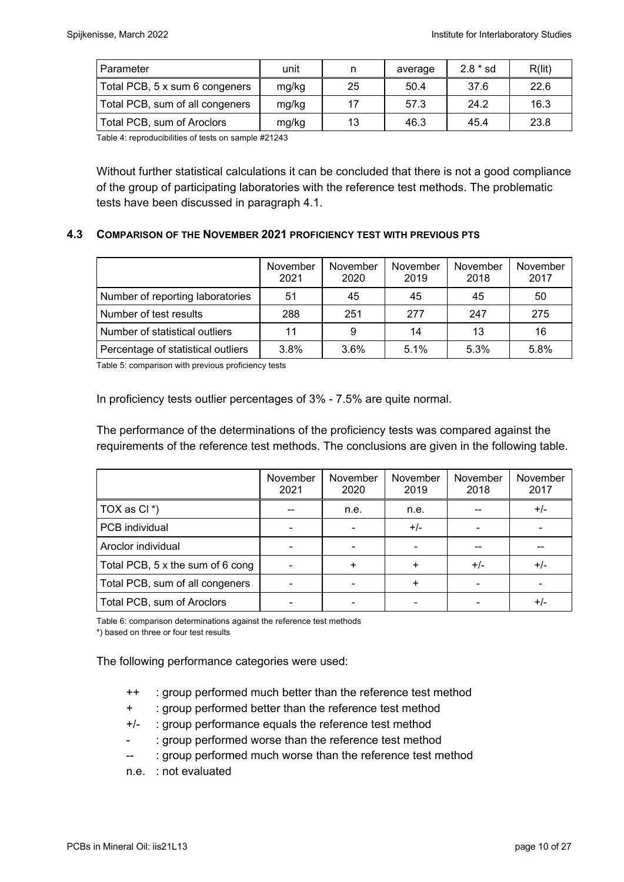| Parameter | unit | n | average | 2.8 * sd | R(lit) |
|---|---|---|---|---|---|
| Total PCB, 5 x sum 6 congeners | mg/kg | 25 | 50.4 | 37.6 | 22.6 |
| Total PCB, sum of all congeners | mg/kg | 17 | 57.3 | 24.2 | 16.3 |
| Total PCB, sum of Aroclors | mg/kg | 13 | 46.3 | 45.4 | 23.8 |

Table 4: reproducibilities of tests on sample #21243

Without further statistical calculations it can be concluded that there is not a good compliance of the group of participating laboratories with the reference test methods. The problematic tests have been discussed in paragraph 4.1.

### 4.3 COMPARISON OF THE NOVEMBER 2021 PROFICIENCY TEST WITH PREVIOUS PTS

| | November 2021 | November 2020 | November 2019 | November 2018 | November 2017 |
|---|---|---|---|---|---|
| Number of reporting laboratories | 51 | 45 | 45 | 45 | 50 |
| Number of test results | 288 | 251 | 277 | 247 | 275 |
| Number of statistical outliers | 11 | 9 | 14 | 13 | 16 |
| Percentage of statistical outliers | 3.8% | 3.6% | 5.1% | 5.3% | 5.8% |

Table 5: comparison with previous proficiency tests

In proficiency tests outlier percentages of 3% - 7.5% are quite normal.

The performance of the determinations of the proficiency tests was compared against the requirements of the reference test methods. The conclusions are given in the following table.

| | November 2021 | November 2020 | November 2019 | November 2018 | November 2017 |
|---|---|---|---|---|---|
| TOX as Cl *) | -- | n.e. | n.e. | -- | +/- |
| PCB individual | - | - | +/- | - | - |
| Aroclor individual | - | - | - | -- | -- |
| Total PCB, 5 x the sum of 6 cong | - | + | + | +/- | +/- |
| Total PCB, sum of all congeners | - | - | + | - | - |
| Total PCB, sum of Aroclors | - | - | - | - | +/- |

Table 6: comparison determinations against the reference test methods

*) based on three or four test results

The following performance categories were used:

- ++ : group performed much better than the reference test method
- \+ : group performed better than the reference test method
- +/- : group performance equals the reference test method
- \- : group performed worse than the reference test method
- -- : group performed much worse than the reference test method
- n.e. : not evaluated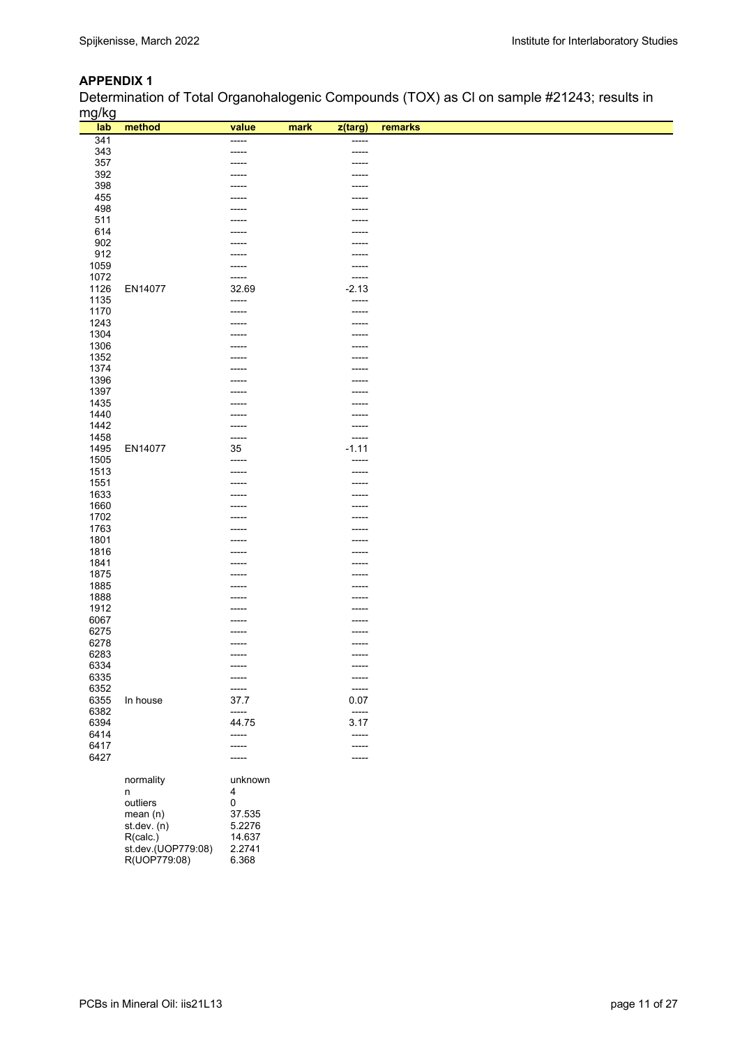## APPENDIX 1

Determination of Total Organohalogenic Compounds (TOX) as Cl on sample #21243; results in mg/kg

| lab | method | value | mark | z(targ) | remarks |
|---|---|---|---|---|---|
| 341 | | ----- | | ----- | |
| 343 | | ----- | | ----- | |
| 357 | | ----- | | ----- | |
| 392 | | ----- | | ----- | |
| 398 | | ----- | | ----- | |
| 455 | | ----- | | ----- | |
| 498 | | ----- | | ----- | |
| 511 | | ----- | | ----- | |
| 614 | | ----- | | ----- | |
| 902 | | ----- | | ----- | |
| 912 | | ----- | | ----- | |
| 1059 | | ----- | | ----- | |
| 1072 | | ----- | | ----- | |
| 1126 | EN14077 | 32.69 | | -2.13 | |
| 1135 | | ----- | | ----- | |
| 1170 | | ----- | | ----- | |
| 1243 | | ----- | | ----- | |
| 1304 | | ----- | | ----- | |
| 1306 | | ----- | | ----- | |
| 1352 | | ----- | | ----- | |
| 1374 | | ----- | | ----- | |
| 1396 | | ----- | | ----- | |
| 1397 | | ----- | | ----- | |
| 1435 | | ----- | | ----- | |
| 1440 | | ----- | | ----- | |
| 1442 | | ----- | | ----- | |
| 1458 | | ----- | | ----- | |
| 1495 | EN14077 | 35 | | -1.11 | |
| 1505 | | ----- | | ----- | |
| 1513 | | ----- | | ----- | |
| 1551 | | ----- | | ----- | |
| 1633 | | ----- | | ----- | |
| 1660 | | ----- | | ----- | |
| 1702 | | ----- | | ----- | |
| 1763 | | ----- | | ----- | |
| 1801 | | ----- | | ----- | |
| 1816 | | ----- | | ----- | |
| 1841 | | ----- | | ----- | |
| 1875 | | ----- | | ----- | |
| 1885 | | ----- | | ----- | |
| 1888 | | ----- | | ----- | |
| 1912 | | ----- | | ----- | |
| 6067 | | ----- | | ----- | |
| 6275 | | ----- | | ----- | |
| 6278 | | ----- | | ----- | |
| 6283 | | ----- | | ----- | |
| 6334 | | ----- | | ----- | |
| 6335 | | ----- | | ----- | |
| 6352 | | ----- | | ----- | |
| 6355 | In house | 37.7 | | 0.07 | |
| 6382 | | ----- | | ----- | |
| 6394 | | 44.75 | | 3.17 | |
| 6414 | | ----- | | ----- | |
| 6417 | | ----- | | ----- | |
| 6427 | | ----- | | ----- | |

| | |
|---|---|
| normality | unknown |
| n | 4 |
| outliers | 0 |
| mean (n) | 37.535 |
| st.dev. (n) | 5.2276 |
| R(calc.) | 14.637 |
| st.dev.(UOP779:08) | 2.2741 |
| R(UOP779:08) | 6.368 |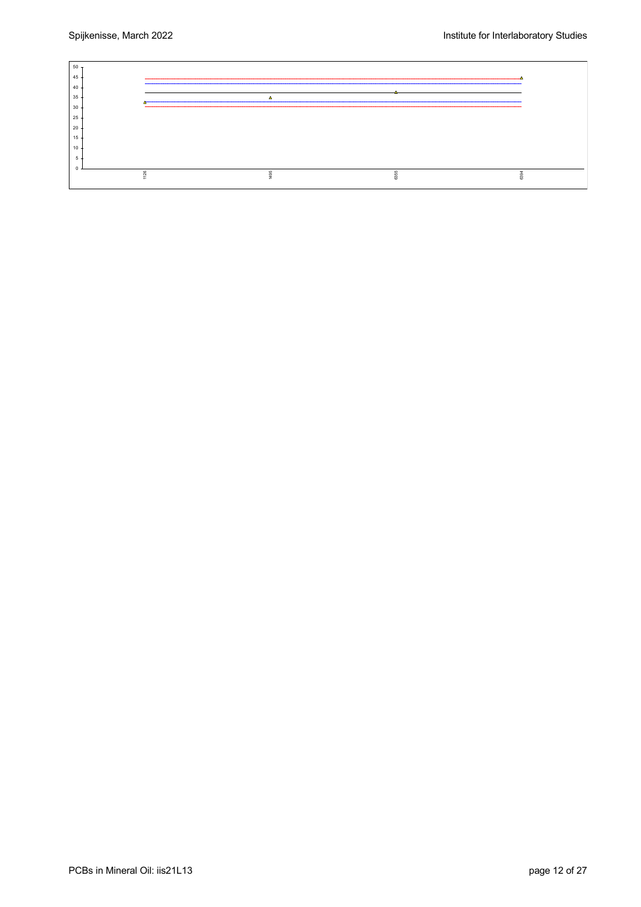50
45
40
35
30
25
20
15
10
5
0

1126 1495 6355 6394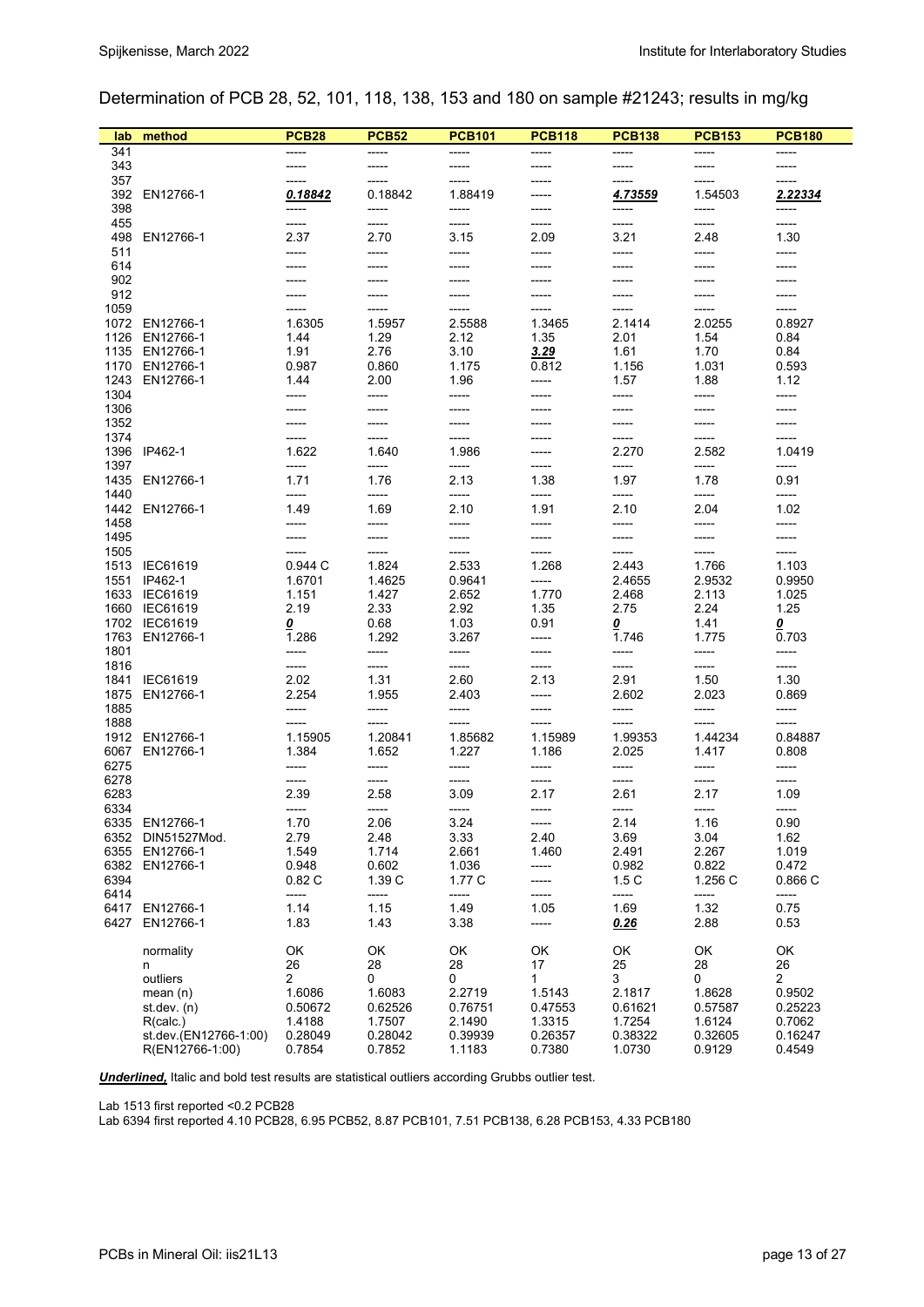## Determination of PCB 28, 52, 101, 118, 138, 153 and 180 on sample #21243; results in mg/kg

| lab | method | PCB28 | PCB52 | PCB101 | PCB118 | PCB138 | PCB153 | PCB180 |
|---|---|---|---|---|---|---|---|---|
| 341 | | ----- | ----- | ----- | ----- | ----- | ----- | ----- |
| 343 | | ----- | ----- | ----- | ----- | ----- | ----- | ----- |
| 357 | | ----- | ----- | ----- | ----- | ----- | ----- | ----- |
| 392 | EN12766-1 | ***<u>0.18842</u>*** | 0.18842 | 1.88419 | ----- | ***<u>4.73559</u>*** | 1.54503 | ***<u>2.22334</u>*** |
| 398 | | ----- | ----- | ----- | ----- | ----- | ----- | ----- |
| 455 | | ----- | ----- | ----- | ----- | ----- | ----- | ----- |
| 498 | EN12766-1 | 2.37 | 2.70 | 3.15 | 2.09 | 3.21 | 2.48 | 1.30 |
| 511 | | ----- | ----- | ----- | ----- | ----- | ----- | ----- |
| 614 | | ----- | ----- | ----- | ----- | ----- | ----- | ----- |
| 902 | | ----- | ----- | ----- | ----- | ----- | ----- | ----- |
| 912 | | ----- | ----- | ----- | ----- | ----- | ----- | ----- |
| 1059 | | ----- | ----- | ----- | ----- | ----- | ----- | ----- |
| 1072 | EN12766-1 | 1.6305 | 1.5957 | 2.5588 | 1.3465 | 2.1414 | 2.0255 | 0.8927 |
| 1126 | EN12766-1 | 1.44 | 1.29 | 2.12 | 1.35 | 2.01 | 1.54 | 0.84 |
| 1135 | EN12766-1 | 1.91 | 2.76 | 3.10 | ***<u>3.29</u>*** | 1.61 | 1.70 | 0.84 |
| 1170 | EN12766-1 | 0.987 | 0.860 | 1.175 | 0.812 | 1.156 | 1.031 | 0.593 |
| 1243 | EN12766-1 | 1.44 | 2.00 | 1.96 | ----- | 1.57 | 1.88 | 1.12 |
| 1304 | | ----- | ----- | ----- | ----- | ----- | ----- | ----- |
| 1306 | | ----- | ----- | ----- | ----- | ----- | ----- | ----- |
| 1352 | | ----- | ----- | ----- | ----- | ----- | ----- | ----- |
| 1374 | | ----- | ----- | ----- | ----- | ----- | ----- | ----- |
| 1396 | IP462-1 | 1.622 | 1.640 | 1.986 | ----- | 2.270 | 2.582 | 1.0419 |
| 1397 | | ----- | ----- | ----- | ----- | ----- | ----- | ----- |
| 1435 | EN12766-1 | 1.71 | 1.76 | 2.13 | 1.38 | 1.97 | 1.78 | 0.91 |
| 1440 | | ----- | ----- | ----- | ----- | ----- | ----- | ----- |
| 1442 | EN12766-1 | 1.49 | 1.69 | 2.10 | 1.91 | 2.10 | 2.04 | 1.02 |
| 1458 | | ----- | ----- | ----- | ----- | ----- | ----- | ----- |
| 1495 | | ----- | ----- | ----- | ----- | ----- | ----- | ----- |
| 1505 | | ----- | ----- | ----- | ----- | ----- | ----- | ----- |
| 1513 | IEC61619 | 0.944 C | 1.824 | 2.533 | 1.268 | 2.443 | 1.766 | 1.103 |
| 1551 | IP462-1 | 1.6701 | 1.4625 | 0.9641 | ----- | 2.4655 | 2.9532 | 0.9950 |
| 1633 | IEC61619 | 1.151 | 1.427 | 2.652 | 1.770 | 2.468 | 2.113 | 1.025 |
| 1660 | IEC61619 | 2.19 | 2.33 | 2.92 | 1.35 | 2.75 | 2.24 | 1.25 |
| 1702 | IEC61619 | ***<u>0</u>*** | 0.68 | 1.03 | 0.91 | ***<u>0</u>*** | 1.41 | ***<u>0</u>*** |
| 1763 | EN12766-1 | 1.286 | 1.292 | 3.267 | ----- | 1.746 | 1.775 | 0.703 |
| 1801 | | ----- | ----- | ----- | ----- | ----- | ----- | ----- |
| 1816 | | ----- | ----- | ----- | ----- | ----- | ----- | ----- |
| 1841 | IEC61619 | 2.02 | 1.31 | 2.60 | 2.13 | 2.91 | 1.50 | 1.30 |
| 1875 | EN12766-1 | 2.254 | 1.955 | 2.403 | ----- | 2.602 | 2.023 | 0.869 |
| 1885 | | ----- | ----- | ----- | ----- | ----- | ----- | ----- |
| 1888 | | ----- | ----- | ----- | ----- | ----- | ----- | ----- |
| 1912 | EN12766-1 | 1.15905 | 1.20841 | 1.85682 | 1.15989 | 1.99353 | 1.44234 | 0.84887 |
| 6067 | EN12766-1 | 1.384 | 1.652 | 1.227 | 1.186 | 2.025 | 1.417 | 0.808 |
| 6275 | | ----- | ----- | ----- | ----- | ----- | ----- | ----- |
| 6278 | | ----- | ----- | ----- | ----- | ----- | ----- | ----- |
| 6283 | | 2.39 | 2.58 | 3.09 | 2.17 | 2.61 | 2.17 | 1.09 |
| 6334 | | ----- | ----- | ----- | ----- | ----- | ----- | ----- |
| 6335 | EN12766-1 | 1.70 | 2.06 | 3.24 | ----- | 2.14 | 1.16 | 0.90 |
| 6352 | DIN51527Mod. | 2.79 | 2.48 | 3.33 | 2.40 | 3.69 | 3.04 | 1.62 |
| 6355 | EN12766-1 | 1.549 | 1.714 | 2.661 | 1.460 | 2.491 | 2.267 | 1.019 |
| 6382 | EN12766-1 | 0.948 | 0.602 | 1.036 | ----- | 0.982 | 0.822 | 0.472 |
| 6394 | | 0.82 C | 1.39 C | 1.77 C | ----- | 1.5 C | 1.256 C | 0.866 C |
| 6414 | | ----- | ----- | ----- | ----- | ----- | ----- | ----- |
| 6417 | EN12766-1 | 1.14 | 1.15 | 1.49 | 1.05 | 1.69 | 1.32 | 0.75 |
| 6427 | EN12766-1 | 1.83 | 1.43 | 3.38 | ----- | ***<u>0.26</u>*** | 2.88 | 0.53 |
| | normality | OK | OK | OK | OK | OK | OK | OK |
| | n | 26 | 28 | 28 | 17 | 25 | 28 | 26 |
| | outliers | 2 | 0 | 0 | 1 | 3 | 0 | 2 |
| | mean (n) | 1.6086 | 1.6083 | 2.2719 | 1.5143 | 2.1817 | 1.8628 | 0.9502 |
| | st.dev. (n) | 0.50672 | 0.62526 | 0.76751 | 0.47553 | 0.61621 | 0.57587 | 0.25223 |
| | R(calc.) | 1.4188 | 1.7507 | 2.1490 | 1.3315 | 1.7254 | 1.6124 | 0.7062 |
| | st.dev.(EN12766-1:00) | 0.28049 | 0.28042 | 0.39939 | 0.26357 | 0.38322 | 0.32605 | 0.16247 |
| | R(EN12766-1:00) | 0.7854 | 0.7852 | 1.1183 | 0.7380 | 1.0730 | 0.9129 | 0.4549 |

***<u>Underlined,</u>*** Italic and bold test results are statistical outliers according Grubbs outlier test.

Lab 1513 first reported <0.2 PCB28

Lab 6394 first reported 4.10 PCB28, 6.95 PCB52, 8.87 PCB101, 7.51 PCB138, 6.28 PCB153, 4.33 PCB180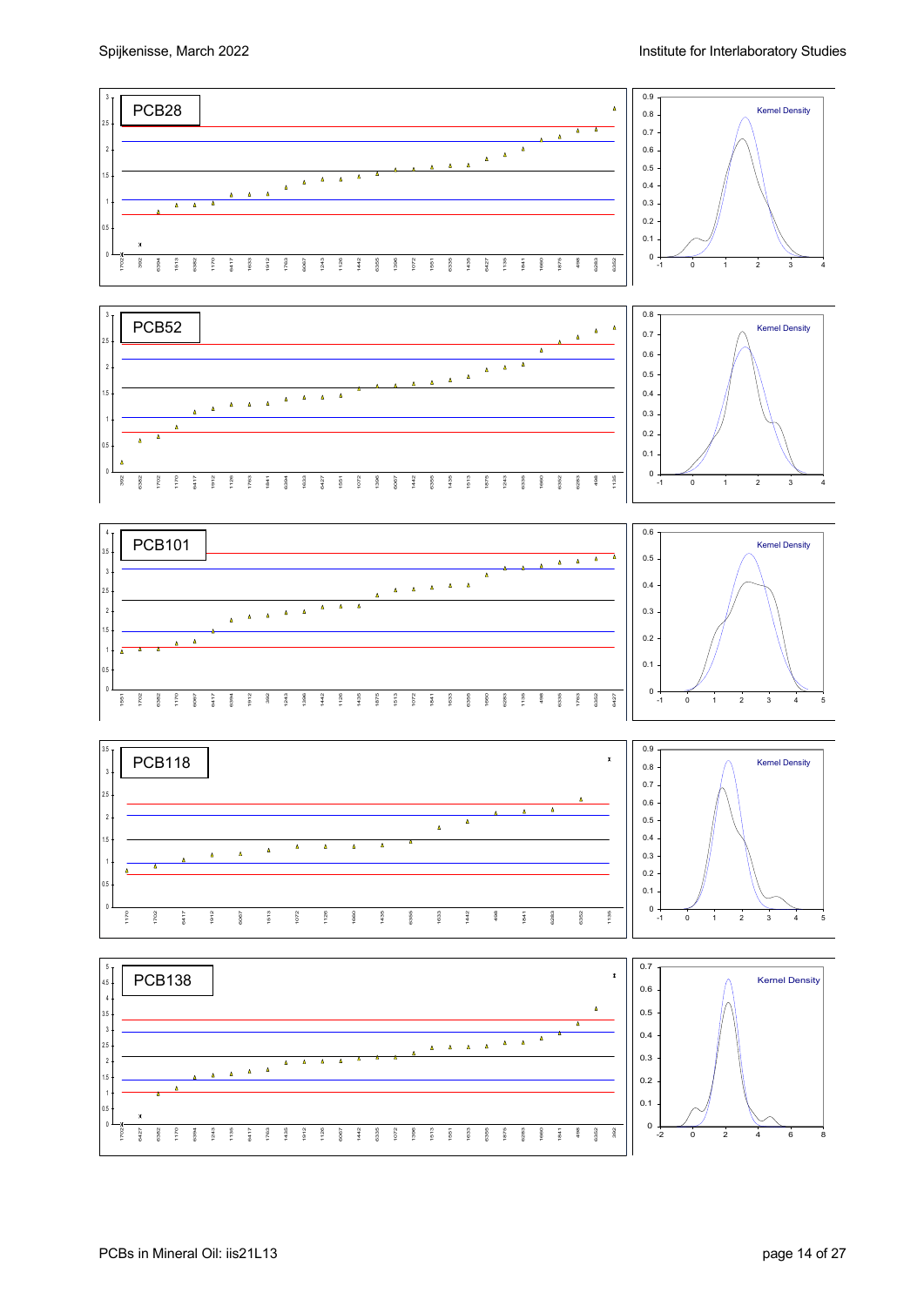PCB28

| 1702 | 392 | 6384 | 1513 | 6382 | 1170 | 6417 | 1633 | 1912 | 1763 | 6067 | 1243 | 1126 | 1442 | 6355 | 1396 | 1072 | 1551 | 6335 | 1435 | 6427 | 1135 | 1841 | 1660 | 1875 | 498 | 6283 | 6352 |
|---|---|---|---|---|---|---|---|---|---|---|---|---|---|---|---|---|---|---|---|---|---|---|---|---|---|---|---|

Kernel Density

PCB52

| 392 | 6382 | 1702 | 1170 | 6417 | 1912 | 1126 | 1763 | 1841 | 6384 | 1633 | 6427 | 1551 | 1072 | 1396 | 6067 | 1442 | 6355 | 1435 | 1513 | 1875 | 1243 | 6335 | 1660 | 6352 | 6283 | 498 | 1135 |
|---|---|---|---|---|---|---|---|---|---|---|---|---|---|---|---|---|---|---|---|---|---|---|---|---|---|---|---|

Kernel Density

PCB101

| 1551 | 1702 | 6382 | 1170 | 6067 | 6417 | 6384 | 1912 | 392 | 1243 | 1396 | 1442 | 1126 | 1435 | 1875 | 1513 | 1072 | 1841 | 1633 | 6355 | 1660 | 6283 | 1135 | 498 | 6335 | 1763 | 6352 | 6427 |
|---|---|---|---|---|---|---|---|---|---|---|---|---|---|---|---|---|---|---|---|---|---|---|---|---|---|---|---|

Kernel Density

PCB118

| 1170 | 1702 | 6417 | 1912 | 6067 | 1513 | 1072 | 1126 | 1660 | 1435 | 6355 | 1633 | 1442 | 498 | 1841 | 6283 | 6352 | 1135 |
|---|---|---|---|---|---|---|---|---|---|---|---|---|---|---|---|---|---|

Kernel Density

PCB138

| 1702 | 6427 | 6382 | 1170 | 6384 | 1243 | 1135 | 6417 | 1763 | 1435 | 1912 | 1126 | 6067 | 1442 | 6335 | 1072 | 1396 | 1513 | 1551 | 1633 | 6355 | 1875 | 6283 | 1660 | 1841 | 498 | 6352 | 392 |
|---|---|---|---|---|---|---|---|---|---|---|---|---|---|---|---|---|---|---|---|---|---|---|---|---|---|---|---|

Kernel Density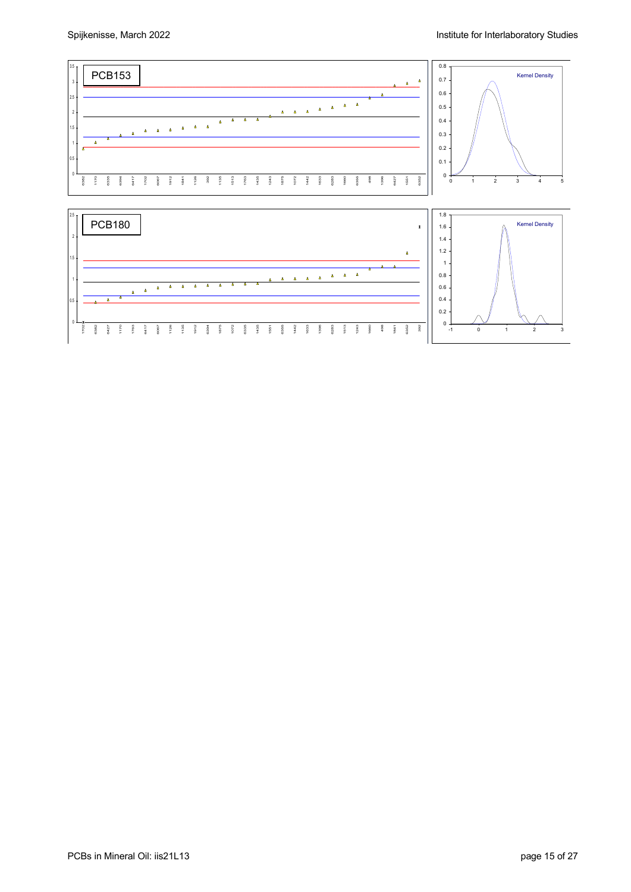PCB153

PCB180

Kernel Density

Kernel Density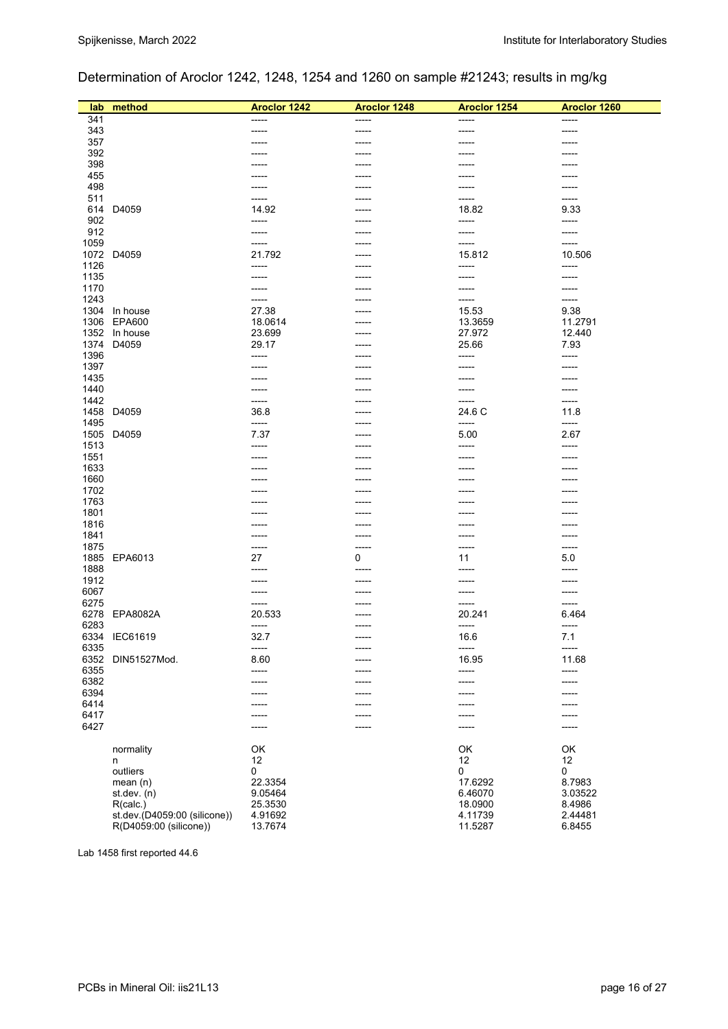## Determination of Aroclor 1242, 1248, 1254 and 1260 on sample #21243; results in mg/kg

| lab | method | Aroclor 1242 | Aroclor 1248 | Aroclor 1254 | Aroclor 1260 |
|---|---|---|---|---|---|
| 341 | | ----- | ----- | ----- | ----- |
| 343 | | ----- | ----- | ----- | ----- |
| 357 | | ----- | ----- | ----- | ----- |
| 392 | | ----- | ----- | ----- | ----- |
| 398 | | ----- | ----- | ----- | ----- |
| 455 | | ----- | ----- | ----- | ----- |
| 498 | | ----- | ----- | ----- | ----- |
| 511 | | ----- | ----- | ----- | ----- |
| 614 | D4059 | 14.92 | ----- | 18.82 | 9.33 |
| 902 | | ----- | ----- | ----- | ----- |
| 912 | | ----- | ----- | ----- | ----- |
| 1059 | | ----- | ----- | ----- | ----- |
| 1072 | D4059 | 21.792 | ----- | 15.812 | 10.506 |
| 1126 | | ----- | ----- | ----- | ----- |
| 1135 | | ----- | ----- | ----- | ----- |
| 1170 | | ----- | ----- | ----- | ----- |
| 1243 | | ----- | ----- | ----- | ----- |
| 1304 | In house | 27.38 | ----- | 15.53 | 9.38 |
| 1306 | EPA600 | 18.0614 | ----- | 13.3659 | 11.2791 |
| 1352 | In house | 23.699 | ----- | 27.972 | 12.440 |
| 1374 | D4059 | 29.17 | ----- | 25.66 | 7.93 |
| 1396 | | ----- | ----- | ----- | ----- |
| 1397 | | ----- | ----- | ----- | ----- |
| 1435 | | ----- | ----- | ----- | ----- |
| 1440 | | ----- | ----- | ----- | ----- |
| 1442 | | ----- | ----- | ----- | ----- |
| 1458 | D4059 | 36.8 | ----- | 24.6 C | 11.8 |
| 1495 | | ----- | ----- | ----- | ----- |
| 1505 | D4059 | 7.37 | ----- | 5.00 | 2.67 |
| 1513 | | ----- | ----- | ----- | ----- |
| 1551 | | ----- | ----- | ----- | ----- |
| 1633 | | ----- | ----- | ----- | ----- |
| 1660 | | ----- | ----- | ----- | ----- |
| 1702 | | ----- | ----- | ----- | ----- |
| 1763 | | ----- | ----- | ----- | ----- |
| 1801 | | ----- | ----- | ----- | ----- |
| 1816 | | ----- | ----- | ----- | ----- |
| 1841 | | ----- | ----- | ----- | ----- |
| 1875 | | ----- | ----- | ----- | ----- |
| 1885 | EPA6013 | 27 | 0 | 11 | 5.0 |
| 1888 | | ----- | ----- | ----- | ----- |
| 1912 | | ----- | ----- | ----- | ----- |
| 6067 | | ----- | ----- | ----- | ----- |
| 6275 | | ----- | ----- | ----- | ----- |
| 6278 | EPA8082A | 20.533 | ----- | 20.241 | 6.464 |
| 6283 | | ----- | ----- | ----- | ----- |
| 6334 | IEC61619 | 32.7 | ----- | 16.6 | 7.1 |
| 6335 | | ----- | ----- | ----- | ----- |
| 6352 | DIN51527Mod. | 8.60 | ----- | 16.95 | 11.68 |
| 6355 | | ----- | ----- | ----- | ----- |
| 6382 | | ----- | ----- | ----- | ----- |
| 6394 | | ----- | ----- | ----- | ----- |
| 6414 | | ----- | ----- | ----- | ----- |
| 6417 | | ----- | ----- | ----- | ----- |
| 6427 | | ----- | ----- | ----- | ----- |
| | | | | | |
| | normality | OK | | OK | OK |
| | n | 12 | | 12 | 12 |
| | outliers | 0 | | 0 | 0 |
| | mean (n) | 22.3354 | | 17.6292 | 8.7983 |
| | st.dev. (n) | 9.05464 | | 6.46070 | 3.03522 |
| | R(calc.) | 25.3530 | | 18.0900 | 8.4986 |
| | st.dev.(D4059:00 (silicone)) | 4.91692 | | 4.11739 | 2.44481 |
| | R(D4059:00 (silicone)) | 13.7674 | | 11.5287 | 6.8455 |

Lab 1458 first reported 44.6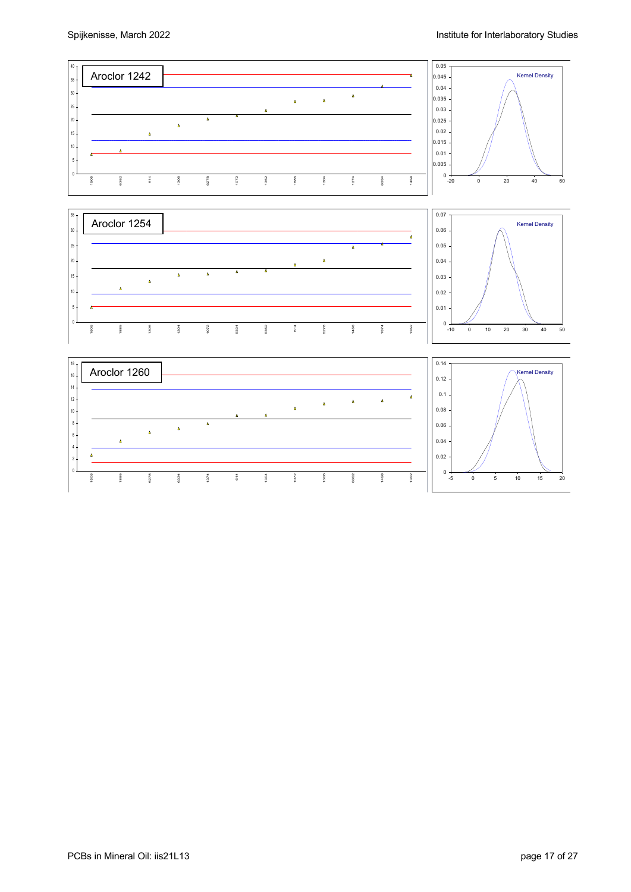Aroclor 1242

Kernel Density

Aroclor 1254

Kernel Density

Aroclor 1260

Kernel Density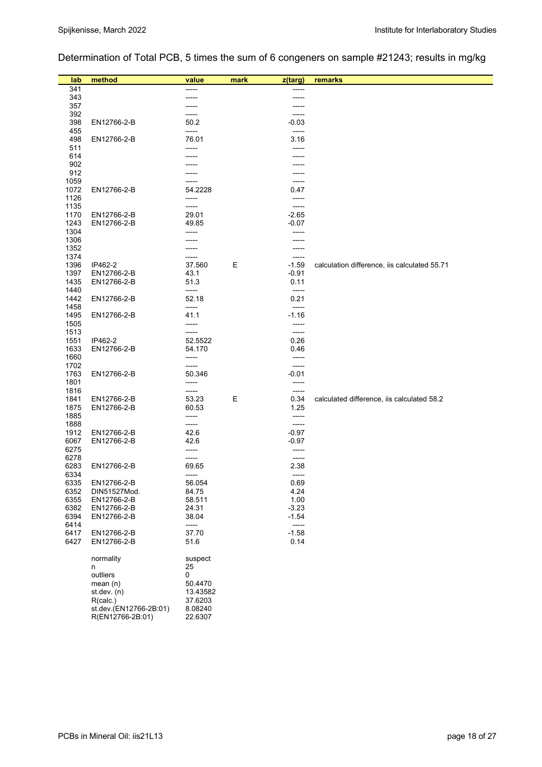## Determination of Total PCB, 5 times the sum of 6 congeners on sample #21243; results in mg/kg

| lab | method | value | mark | z(targ) | remarks |
|---|---|---|---|---|---|
| 341 | | ----- | | ----- | |
| 343 | | ----- | | ----- | |
| 357 | | ----- | | ----- | |
| 392 | | ----- | | ----- | |
| 398 | EN12766-2-B | 50.2 | | -0.03 | |
| 455 | | ----- | | ----- | |
| 498 | EN12766-2-B | 76.01 | | 3.16 | |
| 511 | | ----- | | ----- | |
| 614 | | ----- | | ----- | |
| 902 | | ----- | | ----- | |
| 912 | | ----- | | ----- | |
| 1059 | | ----- | | ----- | |
| 1072 | EN12766-2-B | 54.2228 | | 0.47 | |
| 1126 | | ----- | | ----- | |
| 1135 | | ----- | | ----- | |
| 1170 | EN12766-2-B | 29.01 | | -2.65 | |
| 1243 | EN12766-2-B | 49.85 | | -0.07 | |
| 1304 | | ----- | | ----- | |
| 1306 | | ----- | | ----- | |
| 1352 | | ----- | | ----- | |
| 1374 | | ----- | | ----- | |
| 1396 | IP462-2 | 37.560 | E | -1.59 | calculation difference, iis calculated 55.71 |
| 1397 | EN12766-2-B | 43.1 | | -0.91 | |
| 1435 | EN12766-2-B | 51.3 | | 0.11 | |
| 1440 | | ----- | | ----- | |
| 1442 | EN12766-2-B | 52.18 | | 0.21 | |
| 1458 | | ----- | | ----- | |
| 1495 | EN12766-2-B | 41.1 | | -1.16 | |
| 1505 | | ----- | | ----- | |
| 1513 | | ----- | | ----- | |
| 1551 | IP462-2 | 52.5522 | | 0.26 | |
| 1633 | EN12766-2-B | 54.170 | | 0.46 | |
| 1660 | | ----- | | ----- | |
| 1702 | | ----- | | ----- | |
| 1763 | EN12766-2-B | 50.346 | | -0.01 | |
| 1801 | | ----- | | ----- | |
| 1816 | | ----- | | ----- | |
| 1841 | EN12766-2-B | 53.23 | E | 0.34 | calculated difference, iis calculated 58.2 |
| 1875 | EN12766-2-B | 60.53 | | 1.25 | |
| 1885 | | ----- | | ----- | |
| 1888 | | ----- | | ----- | |
| 1912 | EN12766-2-B | 42.6 | | -0.97 | |
| 6067 | EN12766-2-B | 42.6 | | -0.97 | |
| 6275 | | ----- | | ----- | |
| 6278 | | ----- | | ----- | |
| 6283 | EN12766-2-B | 69.65 | | 2.38 | |
| 6334 | | ----- | | ----- | |
| 6335 | EN12766-2-B | 56.054 | | 0.69 | |
| 6352 | DIN51527Mod. | 84.75 | | 4.24 | |
| 6355 | EN12766-2-B | 58.511 | | 1.00 | |
| 6382 | EN12766-2-B | 24.31 | | -3.23 | |
| 6394 | EN12766-2-B | 38.04 | | -1.54 | |
| 6414 | | ----- | | ----- | |
| 6417 | EN12766-2-B | 37.70 | | -1.58 | |
| 6427 | EN12766-2-B | 51.6 | | 0.14 | |
| | normality | suspect | | | |
| | n | 25 | | | |
| | outliers | 0 | | | |
| | mean (n) | 50.4470 | | | |
| | st.dev. (n) | 13.43582 | | | |
| | R(calc.) | 37.6203 | | | |
| | st.dev.(EN12766-2B:01) | 8.08240 | | | |
| | R(EN12766-2B:01) | 22.6307 | | | |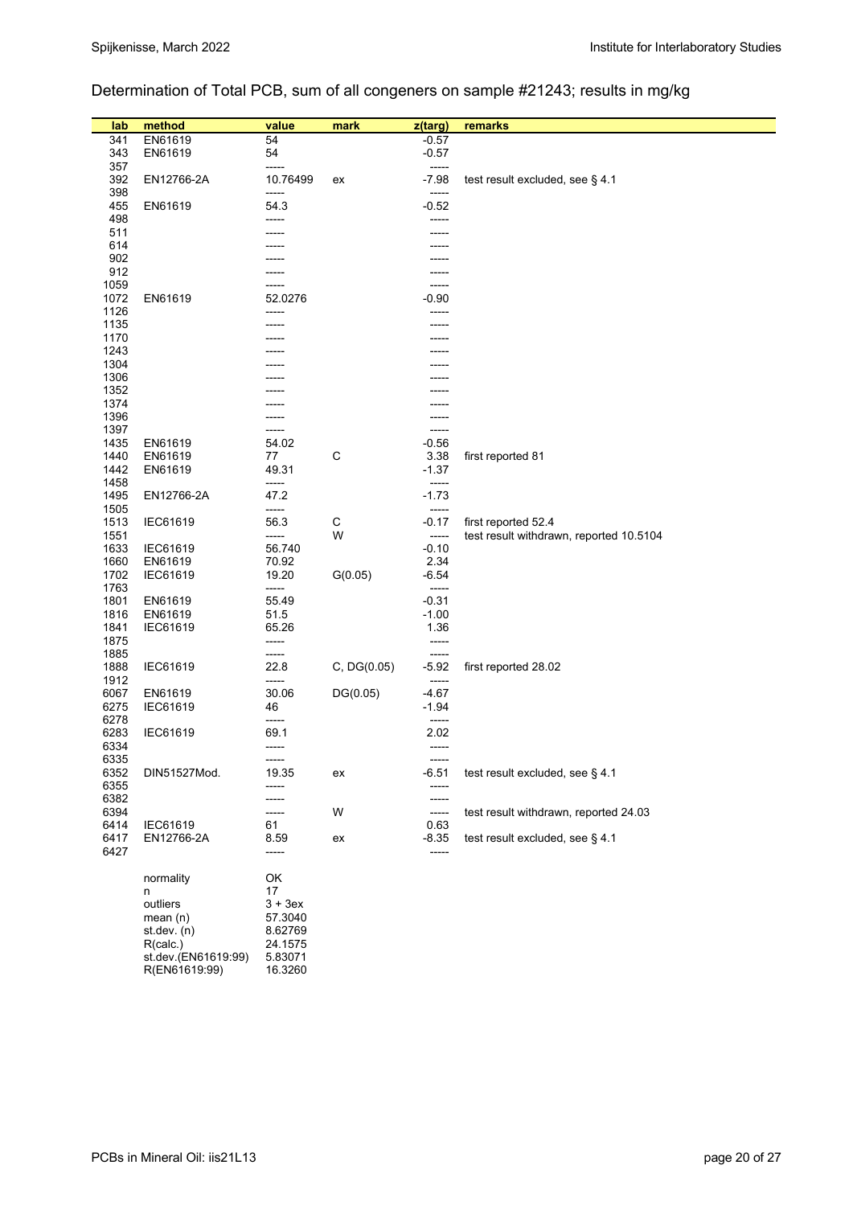## Determination of Total PCB, sum of all congeners on sample #21243; results in mg/kg

| lab | method | value | mark | z(targ) | remarks |
|---|---|---|---|---|---|
| 341 | EN61619 | 54 | | -0.57 | |
| 343 | EN61619 | 54 | | -0.57 | |
| 357 | | ----- | | ----- | |
| 392 | EN12766-2A | 10.76499 | ex | -7.98 | test result excluded, see § 4.1 |
| 398 | | ----- | | ----- | |
| 455 | EN61619 | 54.3 | | -0.52 | |
| 498 | | ----- | | ----- | |
| 511 | | ----- | | ----- | |
| 614 | | ----- | | ----- | |
| 902 | | ----- | | ----- | |
| 912 | | ----- | | ----- | |
| 1059 | | ----- | | ----- | |
| 1072 | EN61619 | 52.0276 | | -0.90 | |
| 1126 | | ----- | | ----- | |
| 1135 | | ----- | | ----- | |
| 1170 | | ----- | | ----- | |
| 1243 | | ----- | | ----- | |
| 1304 | | ----- | | ----- | |
| 1306 | | ----- | | ----- | |
| 1352 | | ----- | | ----- | |
| 1374 | | ----- | | ----- | |
| 1396 | | ----- | | ----- | |
| 1397 | | ----- | | ----- | |
| 1435 | EN61619 | 54.02 | | -0.56 | |
| 1440 | EN61619 | 77 | C | 3.38 | first reported 81 |
| 1442 | EN61619 | 49.31 | | -1.37 | |
| 1458 | | ----- | | ----- | |
| 1495 | EN12766-2A | 47.2 | | -1.73 | |
| 1505 | | ----- | | ----- | |
| 1513 | IEC61619 | 56.3 | C | -0.17 | first reported 52.4 |
| 1551 | | ----- | W | ----- | test result withdrawn, reported 10.5104 |
| 1633 | IEC61619 | 56.740 | | -0.10 | |
| 1660 | EN61619 | 70.92 | | 2.34 | |
| 1702 | IEC61619 | 19.20 | G(0.05) | -6.54 | |
| 1763 | | ----- | | ----- | |
| 1801 | EN61619 | 55.49 | | -0.31 | |
| 1816 | EN61619 | 51.5 | | -1.00 | |
| 1841 | IEC61619 | 65.26 | | 1.36 | |
| 1875 | | ----- | | ----- | |
| 1885 | | ----- | | ----- | |
| 1888 | IEC61619 | 22.8 | C, DG(0.05) | -5.92 | first reported 28.02 |
| 1912 | | ----- | | ----- | |
| 6067 | EN61619 | 30.06 | DG(0.05) | -4.67 | |
| 6275 | IEC61619 | 46 | | -1.94 | |
| 6278 | | ----- | | ----- | |
| 6283 | IEC61619 | 69.1 | | 2.02 | |
| 6334 | | ----- | | ----- | |
| 6335 | | ----- | | ----- | |
| 6352 | DIN51527Mod. | 19.35 | ex | -6.51 | test result excluded, see § 4.1 |
| 6355 | | ----- | | ----- | |
| 6382 | | ----- | | ----- | |
| 6394 | | ----- | W | ----- | test result withdrawn, reported 24.03 |
| 6414 | IEC61619 | 61 | | 0.63 | |
| 6417 | EN12766-2A | 8.59 | ex | -8.35 | test result excluded, see § 4.1 |
| 6427 | | ----- | | ----- | |

| | |
|---|---|
| normality | OK |
| n | 17 |
| outliers | 3 + 3ex |
| mean (n) | 57.3040 |
| st.dev. (n) | 8.62769 |
| R(calc.) | 24.1575 |
| st.dev.(EN61619:99) | 5.83071 |
| R(EN61619:99) | 16.3260 |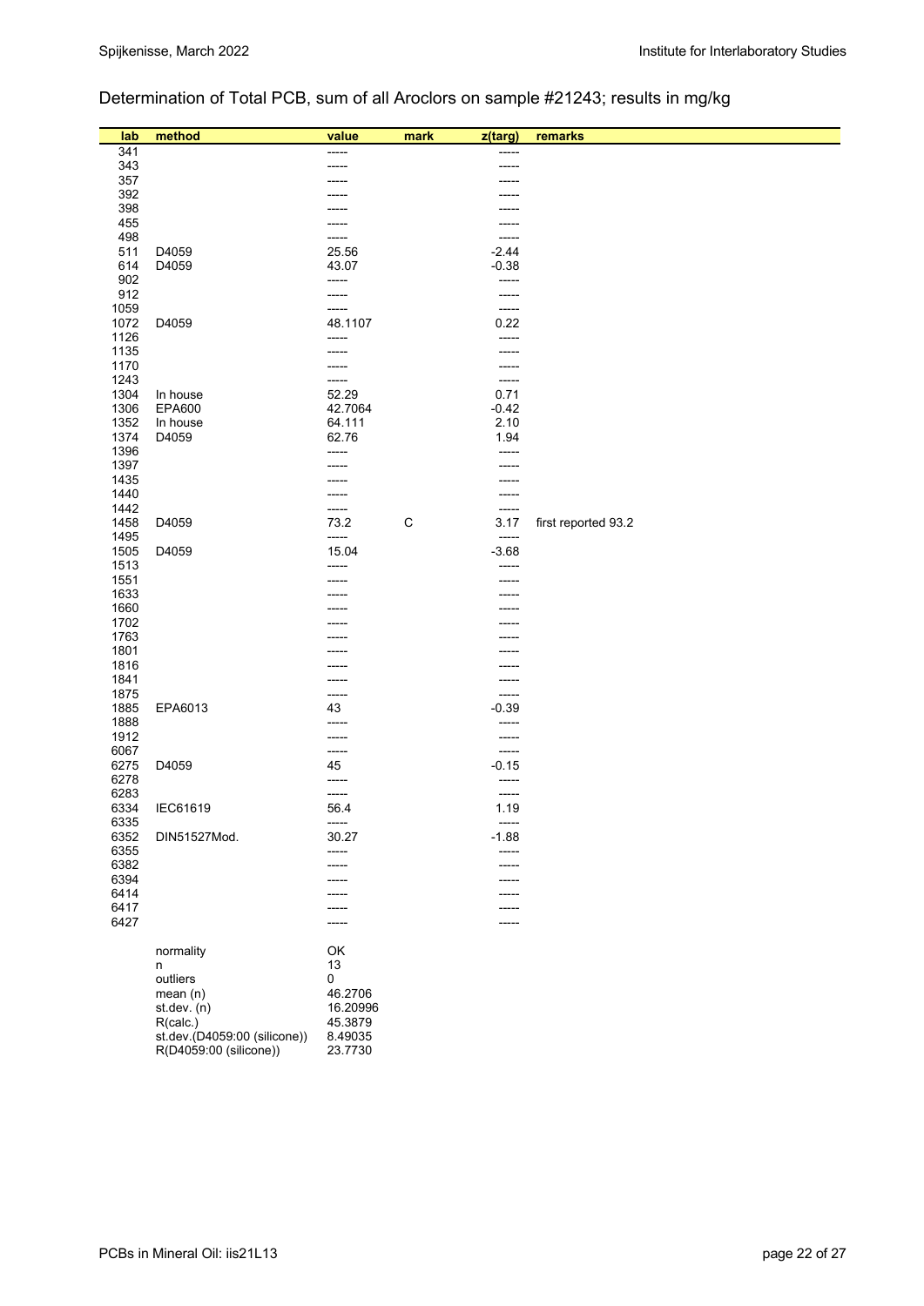## Determination of Total PCB, sum of all Aroclors on sample #21243; results in mg/kg

| lab | method | value | mark | z(targ) | remarks |
|---|---|---|---|---|---|
| 341 | | ----- | | ----- | |
| 343 | | ----- | | ----- | |
| 357 | | ----- | | ----- | |
| 392 | | ----- | | ----- | |
| 398 | | ----- | | ----- | |
| 455 | | ----- | | ----- | |
| 498 | | ----- | | ----- | |
| 511 | D4059 | 25.56 | | -2.44 | |
| 614 | D4059 | 43.07 | | -0.38 | |
| 902 | | ----- | | ----- | |
| 912 | | ----- | | ----- | |
| 1059 | | ----- | | ----- | |
| 1072 | D4059 | 48.1107 | | 0.22 | |
| 1126 | | ----- | | ----- | |
| 1135 | | ----- | | ----- | |
| 1170 | | ----- | | ----- | |
| 1243 | | ----- | | ----- | |
| 1304 | In house | 52.29 | | 0.71 | |
| 1306 | EPA600 | 42.7064 | | -0.42 | |
| 1352 | In house | 64.111 | | 2.10 | |
| 1374 | D4059 | 62.76 | | 1.94 | |
| 1396 | | ----- | | ----- | |
| 1397 | | ----- | | ----- | |
| 1435 | | ----- | | ----- | |
| 1440 | | ----- | | ----- | |
| 1442 | | ----- | | ----- | |
| 1458 | D4059 | 73.2 | C | 3.17 | first reported 93.2 |
| 1495 | | ----- | | ----- | |
| 1505 | D4059 | 15.04 | | -3.68 | |
| 1513 | | ----- | | ----- | |
| 1551 | | ----- | | ----- | |
| 1633 | | ----- | | ----- | |
| 1660 | | ----- | | ----- | |
| 1702 | | ----- | | ----- | |
| 1763 | | ----- | | ----- | |
| 1801 | | ----- | | ----- | |
| 1816 | | ----- | | ----- | |
| 1841 | | ----- | | ----- | |
| 1875 | | ----- | | ----- | |
| 1885 | EPA6013 | 43 | | -0.39 | |
| 1888 | | ----- | | ----- | |
| 1912 | | ----- | | ----- | |
| 6067 | | ----- | | ----- | |
| 6275 | D4059 | 45 | | -0.15 | |
| 6278 | | ----- | | ----- | |
| 6283 | | ----- | | ----- | |
| 6334 | IEC61619 | 56.4 | | 1.19 | |
| 6335 | | ----- | | ----- | |
| 6352 | DIN51527Mod. | 30.27 | | -1.88 | |
| 6355 | | ----- | | ----- | |
| 6382 | | ----- | | ----- | |
| 6394 | | ----- | | ----- | |
| 6414 | | ----- | | ----- | |
| 6417 | | ----- | | ----- | |
| 6427 | | ----- | | ----- | |
| | normality | OK | | | |
| | n | 13 | | | |
| | outliers | 0 | | | |
| | mean (n) | 46.2706 | | | |
| | st.dev. (n) | 16.20996 | | | |
| | R(calc.) | 45.3879 | | | |
| | st.dev.(D4059:00 (silicone)) | 8.49035 | | | |
| | R(D4059:00 (silicone)) | 23.7730 | | | |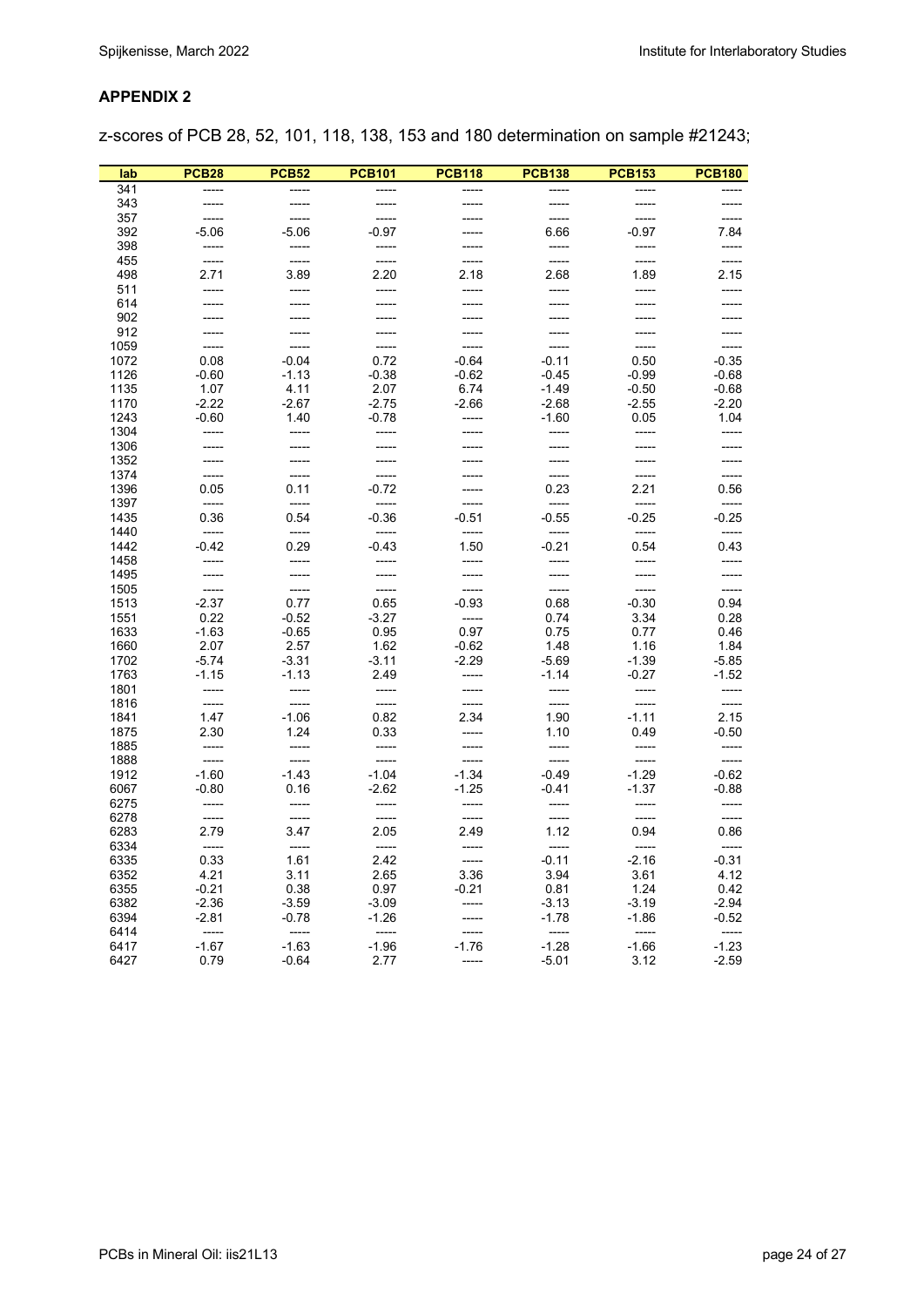## APPENDIX 2

z-scores of PCB 28, 52, 101, 118, 138, 153 and 180 determination on sample #21243;

| lab | PCB28 | PCB52 | PCB101 | PCB118 | PCB138 | PCB153 | PCB180 |
|---|---|---|---|---|---|---|---|
| 341 | ----- | ----- | ----- | ----- | ----- | ----- | ----- |
| 343 | ----- | ----- | ----- | ----- | ----- | ----- | ----- |
| 357 | ----- | ----- | ----- | ----- | ----- | ----- | ----- |
| 392 | -5.06 | -5.06 | -0.97 | ----- | 6.66 | -0.97 | 7.84 |
| 398 | ----- | ----- | ----- | ----- | ----- | ----- | ----- |
| 455 | ----- | ----- | ----- | ----- | ----- | ----- | ----- |
| 498 | 2.71 | 3.89 | 2.20 | 2.18 | 2.68 | 1.89 | 2.15 |
| 511 | ----- | ----- | ----- | ----- | ----- | ----- | ----- |
| 614 | ----- | ----- | ----- | ----- | ----- | ----- | ----- |
| 902 | ----- | ----- | ----- | ----- | ----- | ----- | ----- |
| 912 | ----- | ----- | ----- | ----- | ----- | ----- | ----- |
| 1059 | ----- | ----- | ----- | ----- | ----- | ----- | ----- |
| 1072 | 0.08 | -0.04 | 0.72 | -0.64 | -0.11 | 0.50 | -0.35 |
| 1126 | -0.60 | -1.13 | -0.38 | -0.62 | -0.45 | -0.99 | -0.68 |
| 1135 | 1.07 | 4.11 | 2.07 | 6.74 | -1.49 | -0.50 | -0.68 |
| 1170 | -2.22 | -2.67 | -2.75 | -2.66 | -2.68 | -2.55 | -2.20 |
| 1243 | -0.60 | 1.40 | -0.78 | ----- | -1.60 | 0.05 | 1.04 |
| 1304 | ----- | ----- | ----- | ----- | ----- | ----- | ----- |
| 1306 | ----- | ----- | ----- | ----- | ----- | ----- | ----- |
| 1352 | ----- | ----- | ----- | ----- | ----- | ----- | ----- |
| 1374 | ----- | ----- | ----- | ----- | ----- | ----- | ----- |
| 1396 | 0.05 | 0.11 | -0.72 | ----- | 0.23 | 2.21 | 0.56 |
| 1397 | ----- | ----- | ----- | ----- | ----- | ----- | ----- |
| 1435 | 0.36 | 0.54 | -0.36 | -0.51 | -0.55 | -0.25 | -0.25 |
| 1440 | ----- | ----- | ----- | ----- | ----- | ----- | ----- |
| 1442 | -0.42 | 0.29 | -0.43 | 1.50 | -0.21 | 0.54 | 0.43 |
| 1458 | ----- | ----- | ----- | ----- | ----- | ----- | ----- |
| 1495 | ----- | ----- | ----- | ----- | ----- | ----- | ----- |
| 1505 | ----- | ----- | ----- | ----- | ----- | ----- | ----- |
| 1513 | -2.37 | 0.77 | 0.65 | -0.93 | 0.68 | -0.30 | 0.94 |
| 1551 | 0.22 | -0.52 | -3.27 | ----- | 0.74 | 3.34 | 0.28 |
| 1633 | -1.63 | -0.65 | 0.95 | 0.97 | 0.75 | 0.77 | 0.46 |
| 1660 | 2.07 | 2.57 | 1.62 | -0.62 | 1.48 | 1.16 | 1.84 |
| 1702 | -5.74 | -3.31 | -3.11 | -2.29 | -5.69 | -1.39 | -5.85 |
| 1763 | -1.15 | -1.13 | 2.49 | ----- | -1.14 | -0.27 | -1.52 |
| 1801 | ----- | ----- | ----- | ----- | ----- | ----- | ----- |
| 1816 | ----- | ----- | ----- | ----- | ----- | ----- | ----- |
| 1841 | 1.47 | -1.06 | 0.82 | 2.34 | 1.90 | -1.11 | 2.15 |
| 1875 | 2.30 | 1.24 | 0.33 | ----- | 1.10 | 0.49 | -0.50 |
| 1885 | ----- | ----- | ----- | ----- | ----- | ----- | ----- |
| 1888 | ----- | ----- | ----- | ----- | ----- | ----- | ----- |
| 1912 | -1.60 | -1.43 | -1.04 | -1.34 | -0.49 | -1.29 | -0.62 |
| 6067 | -0.80 | 0.16 | -2.62 | -1.25 | -0.41 | -1.37 | -0.88 |
| 6275 | ----- | ----- | ----- | ----- | ----- | ----- | ----- |
| 6278 | ----- | ----- | ----- | ----- | ----- | ----- | ----- |
| 6283 | 2.79 | 3.47 | 2.05 | 2.49 | 1.12 | 0.94 | 0.86 |
| 6334 | ----- | ----- | ----- | ----- | ----- | ----- | ----- |
| 6335 | 0.33 | 1.61 | 2.42 | ----- | -0.11 | -2.16 | -0.31 |
| 6352 | 4.21 | 3.11 | 2.65 | 3.36 | 3.94 | 3.61 | 4.12 |
| 6355 | -0.21 | 0.38 | 0.97 | -0.21 | 0.81 | 1.24 | 0.42 |
| 6382 | -2.36 | -3.59 | -3.09 | ----- | -3.13 | -3.19 | -2.94 |
| 6394 | -2.81 | -0.78 | -1.26 | ----- | -1.78 | -1.86 | -0.52 |
| 6414 | ----- | ----- | ----- | ----- | ----- | ----- | ----- |
| 6417 | -1.67 | -1.63 | -1.96 | -1.76 | -1.28 | -1.66 | -1.23 |
| 6427 | 0.79 | -0.64 | 2.77 | ----- | -5.01 | 3.12 | -2.59 |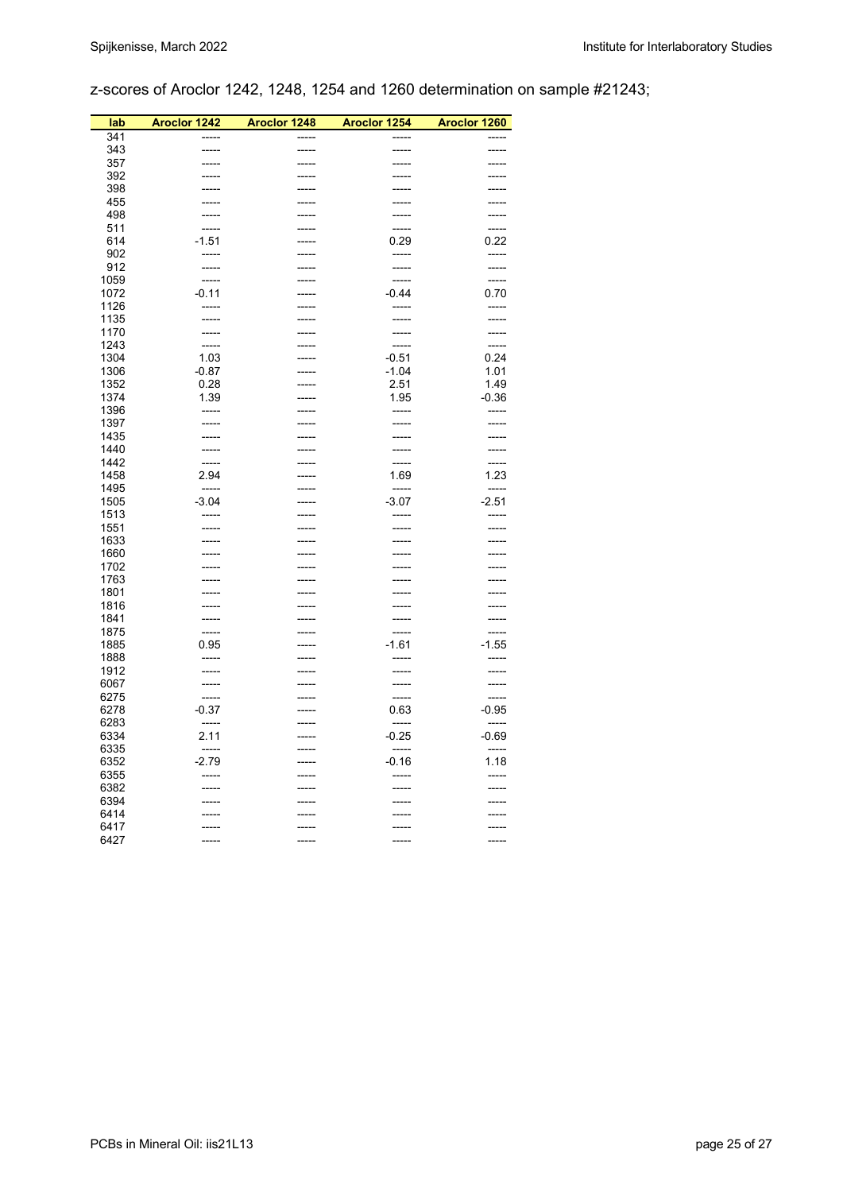z-scores of Aroclor 1242, 1248, 1254 and 1260 determination on sample #21243;

| lab | Aroclor 1242 | Aroclor 1248 | Aroclor 1254 | Aroclor 1260 |
|---|---|---|---|---|
| 341 | ----- | ----- | ----- | ----- |
| 343 | ----- | ----- | ----- | ----- |
| 357 | ----- | ----- | ----- | ----- |
| 392 | ----- | ----- | ----- | ----- |
| 398 | ----- | ----- | ----- | ----- |
| 455 | ----- | ----- | ----- | ----- |
| 498 | ----- | ----- | ----- | ----- |
| 511 | ----- | ----- | ----- | ----- |
| 614 | -1.51 | ----- | 0.29 | 0.22 |
| 902 | ----- | ----- | ----- | ----- |
| 912 | ----- | ----- | ----- | ----- |
| 1059 | ----- | ----- | ----- | ----- |
| 1072 | -0.11 | ----- | -0.44 | 0.70 |
| 1126 | ----- | ----- | ----- | ----- |
| 1135 | ----- | ----- | ----- | ----- |
| 1170 | ----- | ----- | ----- | ----- |
| 1243 | ----- | ----- | ----- | ----- |
| 1304 | 1.03 | ----- | -0.51 | 0.24 |
| 1306 | -0.87 | ----- | -1.04 | 1.01 |
| 1352 | 0.28 | ----- | 2.51 | 1.49 |
| 1374 | 1.39 | ----- | 1.95 | -0.36 |
| 1396 | ----- | ----- | ----- | ----- |
| 1397 | ----- | ----- | ----- | ----- |
| 1435 | ----- | ----- | ----- | ----- |
| 1440 | ----- | ----- | ----- | ----- |
| 1442 | ----- | ----- | ----- | ----- |
| 1458 | 2.94 | ----- | 1.69 | 1.23 |
| 1495 | ----- | ----- | ----- | ----- |
| 1505 | -3.04 | ----- | -3.07 | -2.51 |
| 1513 | ----- | ----- | ----- | ----- |
| 1551 | ----- | ----- | ----- | ----- |
| 1633 | ----- | ----- | ----- | ----- |
| 1660 | ----- | ----- | ----- | ----- |
| 1702 | ----- | ----- | ----- | ----- |
| 1763 | ----- | ----- | ----- | ----- |
| 1801 | ----- | ----- | ----- | ----- |
| 1816 | ----- | ----- | ----- | ----- |
| 1841 | ----- | ----- | ----- | ----- |
| 1875 | ----- | ----- | ----- | ----- |
| 1885 | 0.95 | ----- | -1.61 | -1.55 |
| 1888 | ----- | ----- | ----- | ----- |
| 1912 | ----- | ----- | ----- | ----- |
| 6067 | ----- | ----- | ----- | ----- |
| 6275 | ----- | ----- | ----- | ----- |
| 6278 | -0.37 | ----- | 0.63 | -0.95 |
| 6283 | ----- | ----- | ----- | ----- |
| 6334 | 2.11 | ----- | -0.25 | -0.69 |
| 6335 | ----- | ----- | ----- | ----- |
| 6352 | -2.79 | ----- | -0.16 | 1.18 |
| 6355 | ----- | ----- | ----- | ----- |
| 6382 | ----- | ----- | ----- | ----- |
| 6394 | ----- | ----- | ----- | ----- |
| 6414 | ----- | ----- | ----- | ----- |
| 6417 | ----- | ----- | ----- | ----- |
| 6427 | ----- | ----- | ----- | ----- |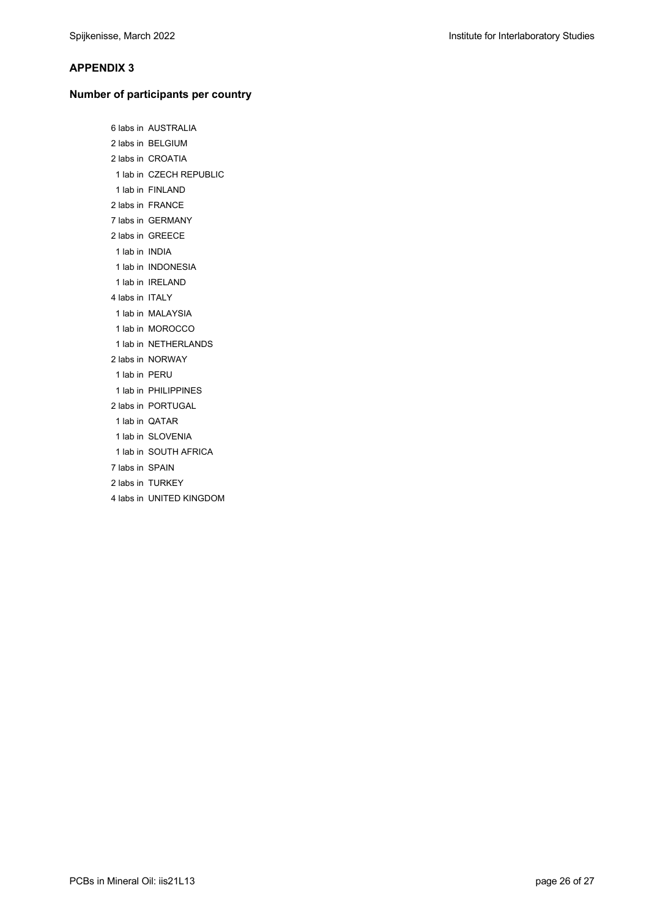## APPENDIX 3

### Number of participants per country

6 labs in AUSTRALIA
2 labs in BELGIUM
2 labs in CROATIA
1 lab in CZECH REPUBLIC
1 lab in FINLAND
2 labs in FRANCE
7 labs in GERMANY
2 labs in GREECE
1 lab in INDIA
1 lab in INDONESIA
1 lab in IRELAND
4 labs in ITALY
1 lab in MALAYSIA
1 lab in MOROCCO
1 lab in NETHERLANDS
2 labs in NORWAY
1 lab in PERU
1 lab in PHILIPPINES
2 labs in PORTUGAL
1 lab in QATAR
1 lab in SLOVENIA
1 lab in SOUTH AFRICA
7 labs in SPAIN
2 labs in TURKEY
4 labs in UNITED KINGDOM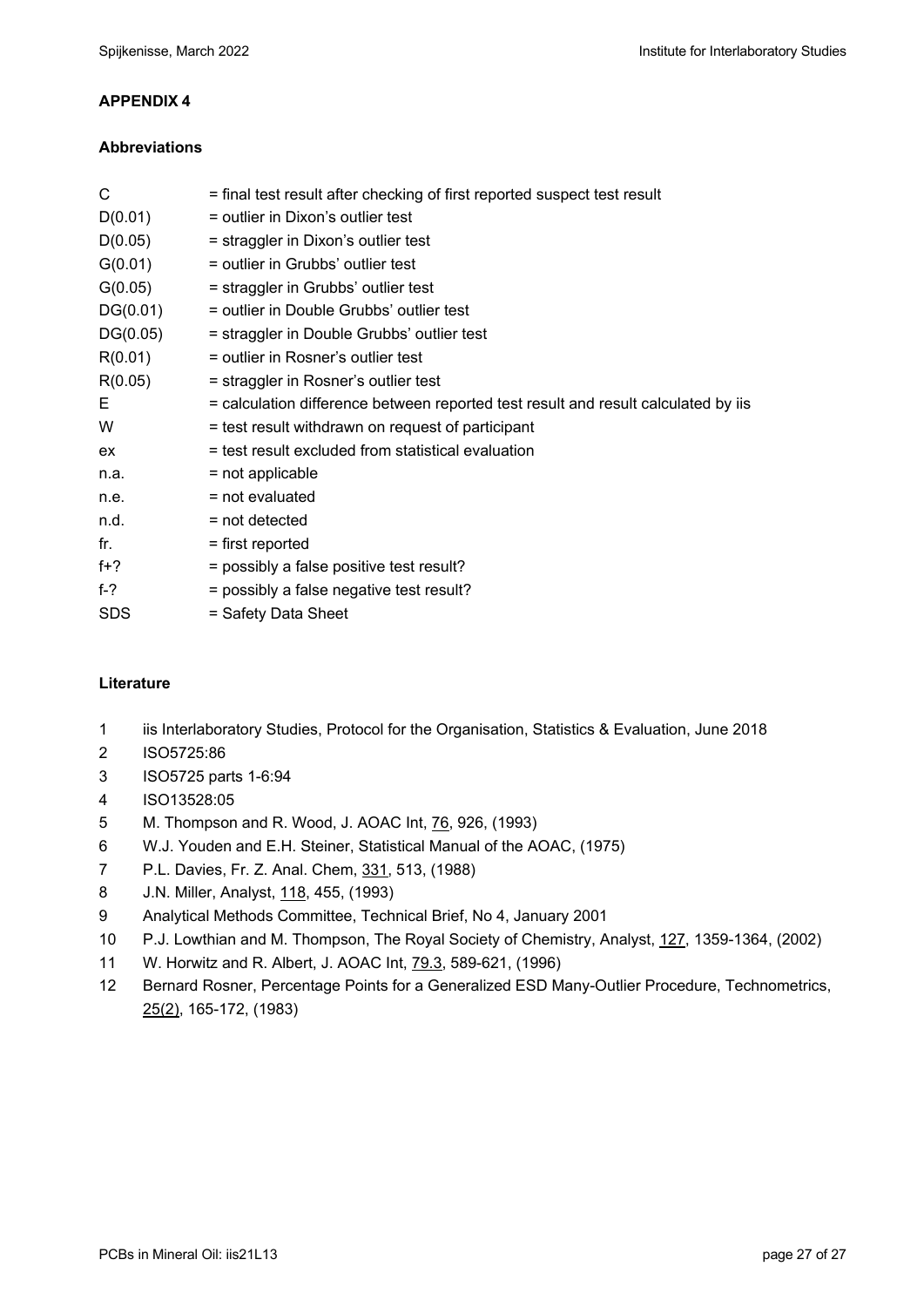**APPENDIX 4**

**Abbreviations**

| | |
|---|---|
| C | = final test result after checking of first reported suspect test result |
| D(0.01) | = outlier in Dixon's outlier test |
| D(0.05) | = straggler in Dixon's outlier test |
| G(0.01) | = outlier in Grubbs' outlier test |
| G(0.05) | = straggler in Grubbs' outlier test |
| DG(0.01) | = outlier in Double Grubbs' outlier test |
| DG(0.05) | = straggler in Double Grubbs' outlier test |
| R(0.01) | = outlier in Rosner's outlier test |
| R(0.05) | = straggler in Rosner's outlier test |
| E | = calculation difference between reported test result and result calculated by iis |
| W | = test result withdrawn on request of participant |
| ex | = test result excluded from statistical evaluation |
| n.a. | = not applicable |
| n.e. | = not evaluated |
| n.d. | = not detected |
| fr. | = first reported |
| f+? | = possibly a false positive test result? |
| f-? | = possibly a false negative test result? |
| SDS | = Safety Data Sheet |

**Literature**

1. iis Interlaboratory Studies, Protocol for the Organisation, Statistics & Evaluation, June 2018
2. ISO5725:86
3. ISO5725 parts 1-6:94
4. ISO13528:05
5. M. Thompson and R. Wood, J. AOAC Int, 76, 926, (1993)
6. W.J. Youden and E.H. Steiner, Statistical Manual of the AOAC, (1975)
7. P.L. Davies, Fr. Z. Anal. Chem, 331, 513, (1988)
8. J.N. Miller, Analyst, 118, 455, (1993)
9. Analytical Methods Committee, Technical Brief, No 4, January 2001
10. P.J. Lowthian and M. Thompson, The Royal Society of Chemistry, Analyst, 127, 1359-1364, (2002)
11. W. Horwitz and R. Albert, J. AOAC Int, 79.3, 589-621, (1996)
12. Bernard Rosner, Percentage Points for a Generalized ESD Many-Outlier Procedure, Technometrics, 25(2), 165-172, (1983)